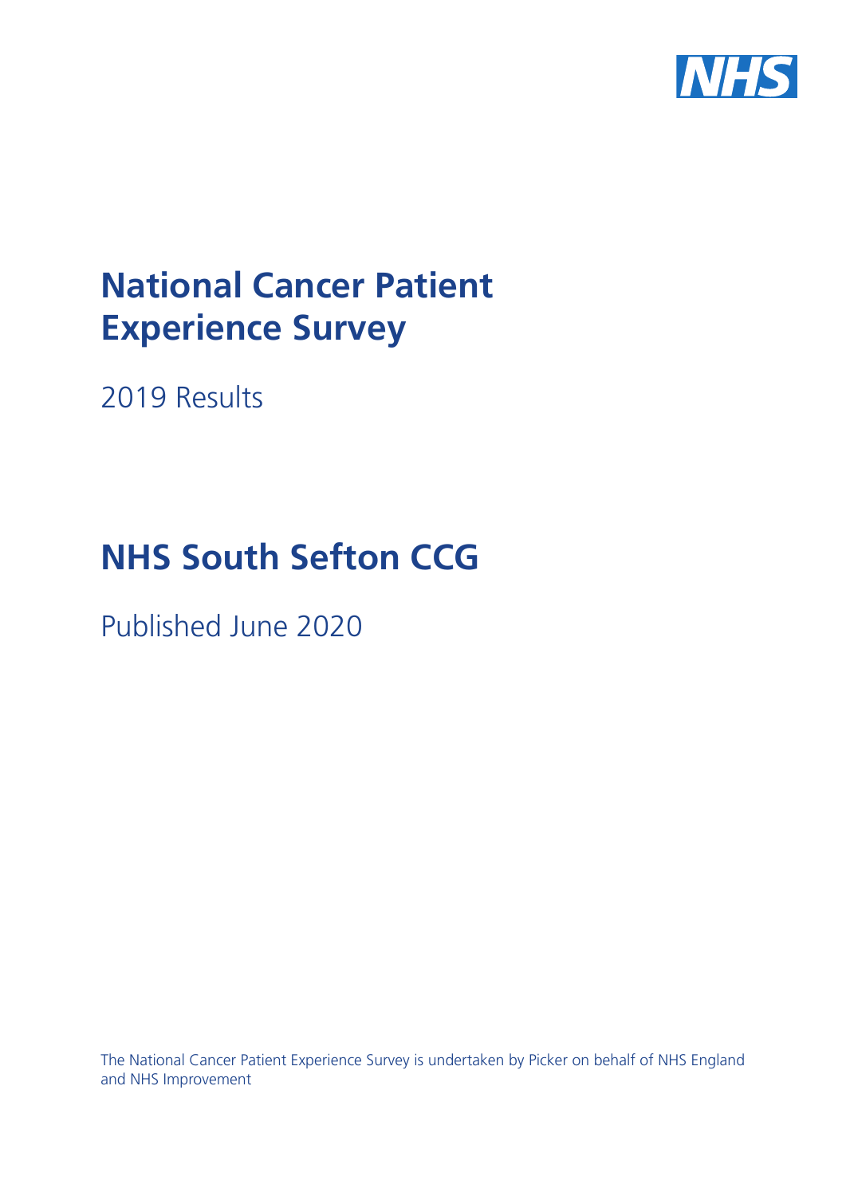# National Cancer Patient Experience Survey

2019 Results

# NHS South Sefton CCG

Published June 2020

The National Cancer Patient Experience Survey is undertaken by Picker on behalf of NHS England and NHS Improvement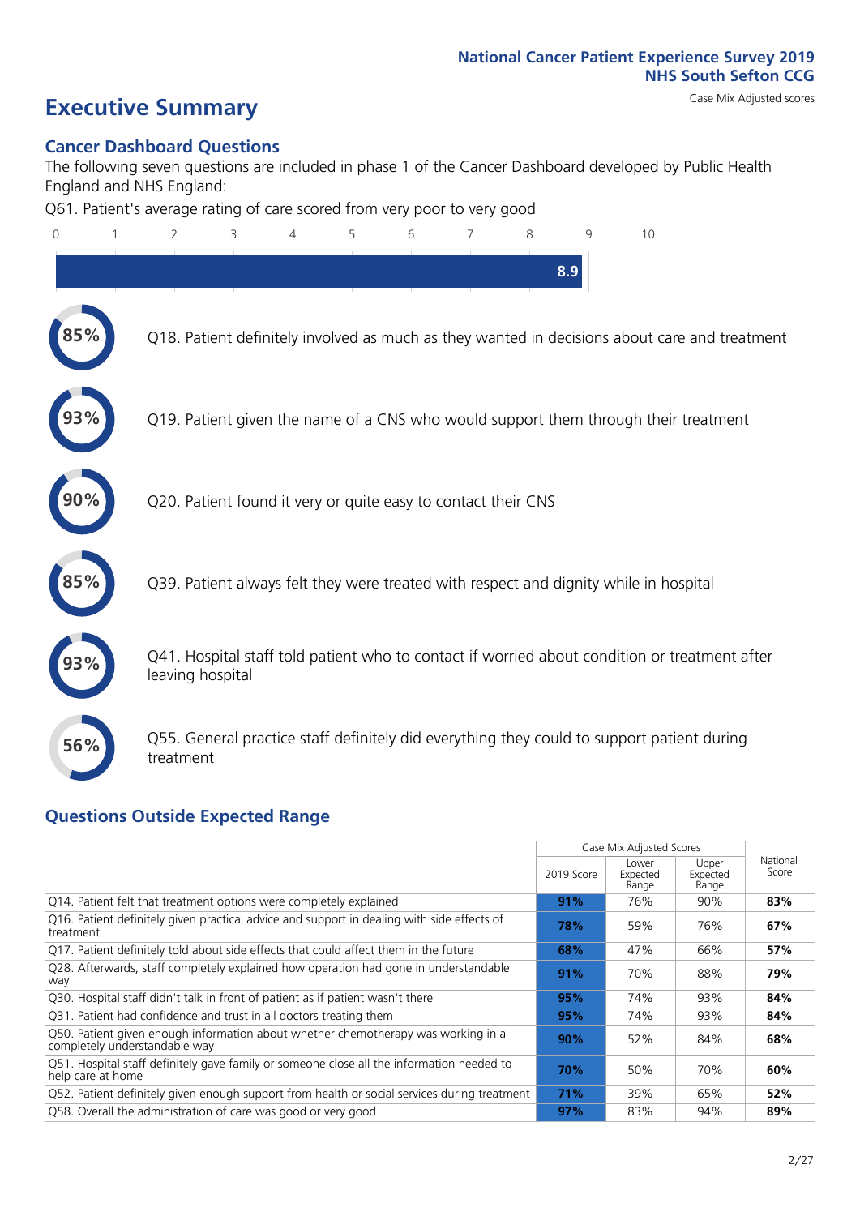National Cancer Patient Experience Survey 2019
NHS South Sefton CCG

# Executive Summary

Case Mix Adjusted scores

## Cancer Dashboard Questions

The following seven questions are included in phase 1 of the Cancer Dashboard developed by Public Health England and NHS England:

Q61. Patient's average rating of care scored from very poor to very good

8.9

85% Q18. Patient definitely involved as much as they wanted in decisions about care and treatment

93% Q19. Patient given the name of a CNS who would support them through their treatment

90% Q20. Patient found it very or quite easy to contact their CNS

85% Q39. Patient always felt they were treated with respect and dignity while in hospital

93% Q41. Hospital staff told patient who to contact if worried about condition or treatment after leaving hospital

56% Q55. General practice staff definitely did everything they could to support patient during treatment

## Questions Outside Expected Range

| | Case Mix Adjusted Scores | | | National Score |
|---|---|---|---|---|
| | 2019 Score | Lower Expected Range | Upper Expected Range | |
| Q14. Patient felt that treatment options were completely explained | **91%** | 76% | 90% | **83%** |
| Q16. Patient definitely given practical advice and support in dealing with side effects of treatment | **78%** | 59% | 76% | **67%** |
| Q17. Patient definitely told about side effects that could affect them in the future | **68%** | 47% | 66% | **57%** |
| Q28. Afterwards, staff completely explained how operation had gone in understandable way | **91%** | 70% | 88% | **79%** |
| Q30. Hospital staff didn't talk in front of patient as if patient wasn't there | **95%** | 74% | 93% | **84%** |
| Q31. Patient had confidence and trust in all doctors treating them | **95%** | 74% | 93% | **84%** |
| Q50. Patient given enough information about whether chemotherapy was working in a completely understandable way | **90%** | 52% | 84% | **68%** |
| Q51. Hospital staff definitely gave family or someone close all the information needed to help care at home | **70%** | 50% | 70% | **60%** |
| Q52. Patient definitely given enough support from health or social services during treatment | **71%** | 39% | 65% | **52%** |
| Q58. Overall the administration of care was good or very good | **97%** | 83% | 94% | **89%** |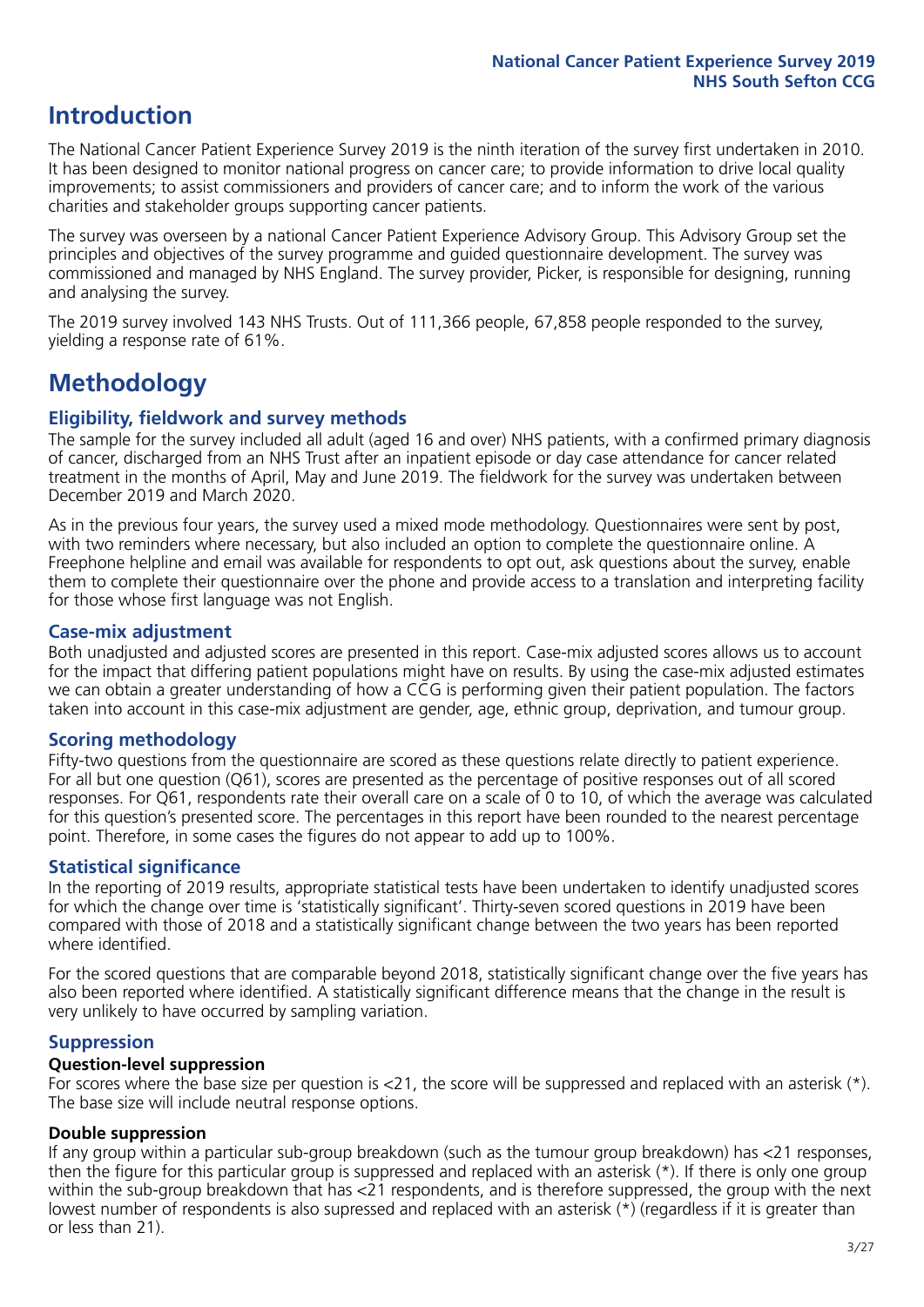# Introduction

The National Cancer Patient Experience Survey 2019 is the ninth iteration of the survey first undertaken in 2010. It has been designed to monitor national progress on cancer care; to provide information to drive local quality improvements; to assist commissioners and providers of cancer care; and to inform the work of the various charities and stakeholder groups supporting cancer patients.

The survey was overseen by a national Cancer Patient Experience Advisory Group. This Advisory Group set the principles and objectives of the survey programme and guided questionnaire development. The survey was commissioned and managed by NHS England. The survey provider, Picker, is responsible for designing, running and analysing the survey.

The 2019 survey involved 143 NHS Trusts. Out of 111,366 people, 67,858 people responded to the survey, yielding a response rate of 61%.

# Methodology

## Eligibility, fieldwork and survey methods

The sample for the survey included all adult (aged 16 and over) NHS patients, with a confirmed primary diagnosis of cancer, discharged from an NHS Trust after an inpatient episode or day case attendance for cancer related treatment in the months of April, May and June 2019. The fieldwork for the survey was undertaken between December 2019 and March 2020.

As in the previous four years, the survey used a mixed mode methodology. Questionnaires were sent by post, with two reminders where necessary, but also included an option to complete the questionnaire online. A Freephone helpline and email was available for respondents to opt out, ask questions about the survey, enable them to complete their questionnaire over the phone and provide access to a translation and interpreting facility for those whose first language was not English.

## Case-mix adjustment

Both unadjusted and adjusted scores are presented in this report. Case-mix adjusted scores allows us to account for the impact that differing patient populations might have on results. By using the case-mix adjusted estimates we can obtain a greater understanding of how a CCG is performing given their patient population. The factors taken into account in this case-mix adjustment are gender, age, ethnic group, deprivation, and tumour group.

## Scoring methodology

Fifty-two questions from the questionnaire are scored as these questions relate directly to patient experience. For all but one question (Q61), scores are presented as the percentage of positive responses out of all scored responses. For Q61, respondents rate their overall care on a scale of 0 to 10, of which the average was calculated for this question's presented score. The percentages in this report have been rounded to the nearest percentage point. Therefore, in some cases the figures do not appear to add up to 100%.

## Statistical significance

In the reporting of 2019 results, appropriate statistical tests have been undertaken to identify unadjusted scores for which the change over time is 'statistically significant'. Thirty-seven scored questions in 2019 have been compared with those of 2018 and a statistically significant change between the two years has been reported where identified.

For the scored questions that are comparable beyond 2018, statistically significant change over the five years has also been reported where identified. A statistically significant difference means that the change in the result is very unlikely to have occurred by sampling variation.

## Suppression

### Question-level suppression

For scores where the base size per question is <21, the score will be suppressed and replaced with an asterisk (*). The base size will include neutral response options.

### Double suppression

If any group within a particular sub-group breakdown (such as the tumour group breakdown) has <21 responses, then the figure for this particular group is suppressed and replaced with an asterisk (*). If there is only one group within the sub-group breakdown that has <21 respondents, and is therefore suppressed, the group with the next lowest number of respondents is also supressed and replaced with an asterisk (*) (regardless if it is greater than or less than 21).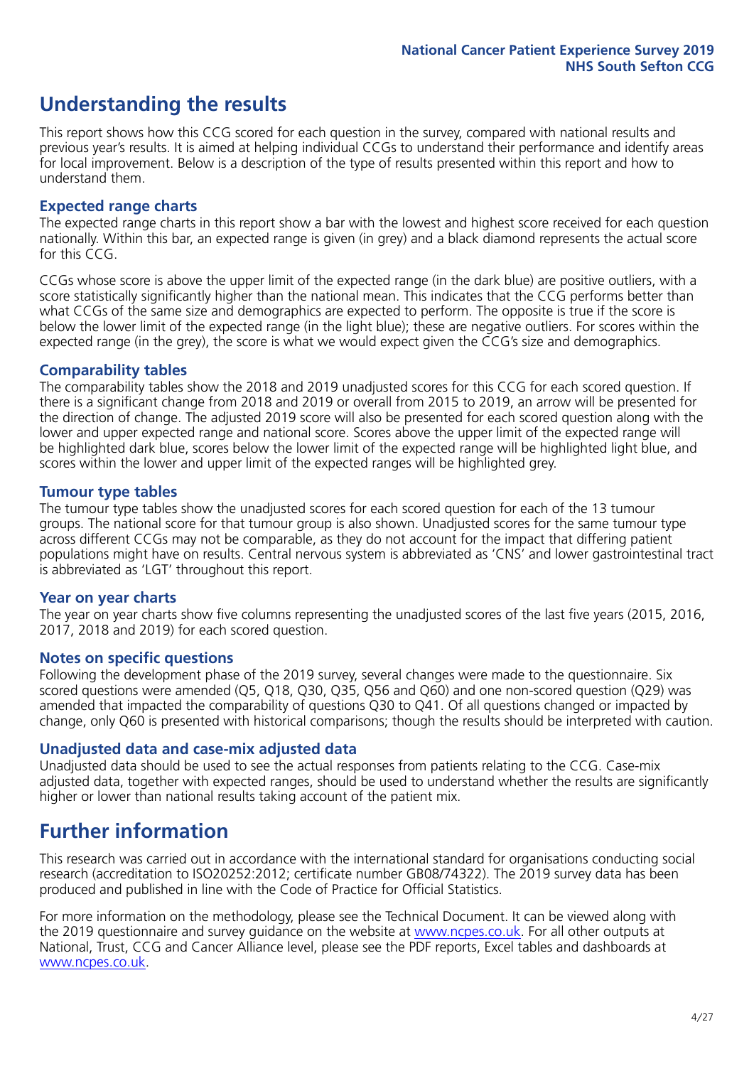# Understanding the results

This report shows how this CCG scored for each question in the survey, compared with national results and previous year's results. It is aimed at helping individual CCGs to understand their performance and identify areas for local improvement. Below is a description of the type of results presented within this report and how to understand them.

## Expected range charts

The expected range charts in this report show a bar with the lowest and highest score received for each question nationally. Within this bar, an expected range is given (in grey) and a black diamond represents the actual score for this CCG.

CCGs whose score is above the upper limit of the expected range (in the dark blue) are positive outliers, with a score statistically significantly higher than the national mean. This indicates that the CCG performs better than what CCGs of the same size and demographics are expected to perform. The opposite is true if the score is below the lower limit of the expected range (in the light blue); these are negative outliers. For scores within the expected range (in the grey), the score is what we would expect given the CCG's size and demographics.

## Comparability tables

The comparability tables show the 2018 and 2019 unadjusted scores for this CCG for each scored question. If there is a significant change from 2018 and 2019 or overall from 2015 to 2019, an arrow will be presented for the direction of change. The adjusted 2019 score will also be presented for each scored question along with the lower and upper expected range and national score. Scores above the upper limit of the expected range will be highlighted dark blue, scores below the lower limit of the expected range will be highlighted light blue, and scores within the lower and upper limit of the expected ranges will be highlighted grey.

## Tumour type tables

The tumour type tables show the unadjusted scores for each scored question for each of the 13 tumour groups. The national score for that tumour group is also shown. Unadjusted scores for the same tumour type across different CCGs may not be comparable, as they do not account for the impact that differing patient populations might have on results. Central nervous system is abbreviated as 'CNS' and lower gastrointestinal tract is abbreviated as 'LGT' throughout this report.

## Year on year charts

The year on year charts show five columns representing the unadjusted scores of the last five years (2015, 2016, 2017, 2018 and 2019) for each scored question.

## Notes on specific questions

Following the development phase of the 2019 survey, several changes were made to the questionnaire. Six scored questions were amended (Q5, Q18, Q30, Q35, Q56 and Q60) and one non-scored question (Q29) was amended that impacted the comparability of questions Q30 to Q41. Of all questions changed or impacted by change, only Q60 is presented with historical comparisons; though the results should be interpreted with caution.

## Unadjusted data and case-mix adjusted data

Unadjusted data should be used to see the actual responses from patients relating to the CCG. Case-mix adjusted data, together with expected ranges, should be used to understand whether the results are significantly higher or lower than national results taking account of the patient mix.

# Further information

This research was carried out in accordance with the international standard for organisations conducting social research (accreditation to ISO20252:2012; certificate number GB08/74322). The 2019 survey data has been produced and published in line with the Code of Practice for Official Statistics.

For more information on the methodology, please see the Technical Document. It can be viewed along with the 2019 questionnaire and survey guidance on the website at www.ncpes.co.uk. For all other outputs at National, Trust, CCG and Cancer Alliance level, please see the PDF reports, Excel tables and dashboards at www.ncpes.co.uk.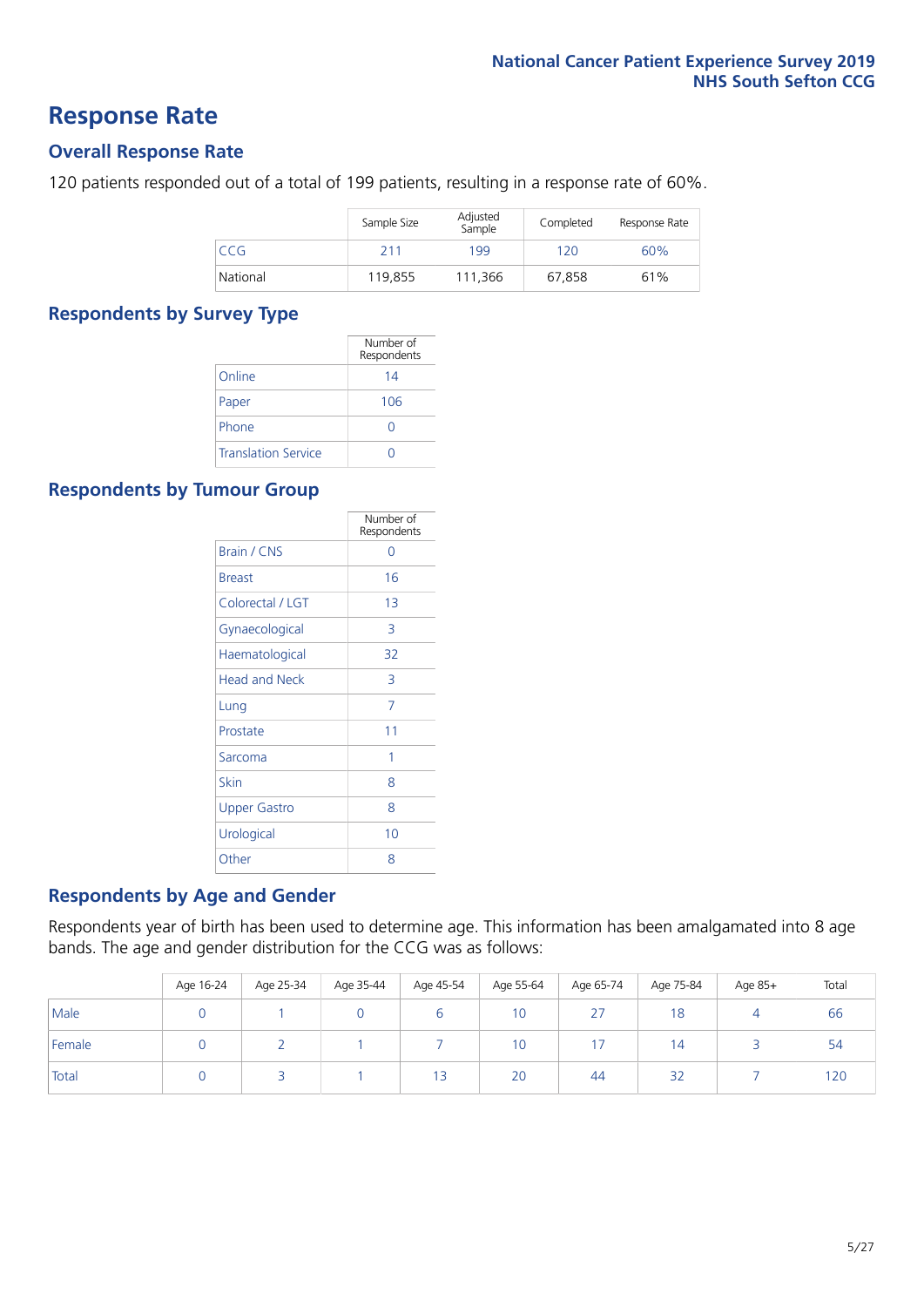# Response Rate

## Overall Response Rate

120 patients responded out of a total of 199 patients, resulting in a response rate of 60%.

| | Sample Size | Adjusted Sample | Completed | Response Rate |
|---|---|---|---|---|
| CCG | 211 | 199 | 120 | 60% |
| National | 119,855 | 111,366 | 67,858 | 61% |

## Respondents by Survey Type

| | Number of Respondents |
|---|---|
| Online | 14 |
| Paper | 106 |
| Phone | 0 |
| Translation Service | 0 |

## Respondents by Tumour Group

| | Number of Respondents |
|---|---|
| Brain / CNS | 0 |
| Breast | 16 |
| Colorectal / LGT | 13 |
| Gynaecological | 3 |
| Haematological | 32 |
| Head and Neck | 3 |
| Lung | 7 |
| Prostate | 11 |
| Sarcoma | 1 |
| Skin | 8 |
| Upper Gastro | 8 |
| Urological | 10 |
| Other | 8 |

## Respondents by Age and Gender

Respondents year of birth has been used to determine age. This information has been amalgamated into 8 age bands. The age and gender distribution for the CCG was as follows:

| | Age 16-24 | Age 25-34 | Age 35-44 | Age 45-54 | Age 55-64 | Age 65-74 | Age 75-84 | Age 85+ | Total |
|---|---|---|---|---|---|---|---|---|---|
| Male | 0 | 1 | 0 | 6 | 10 | 27 | 18 | 4 | 66 |
| Female | 0 | 2 | 1 | 7 | 10 | 17 | 14 | 3 | 54 |
| Total | 0 | 3 | 1 | 13 | 20 | 44 | 32 | 7 | 120 |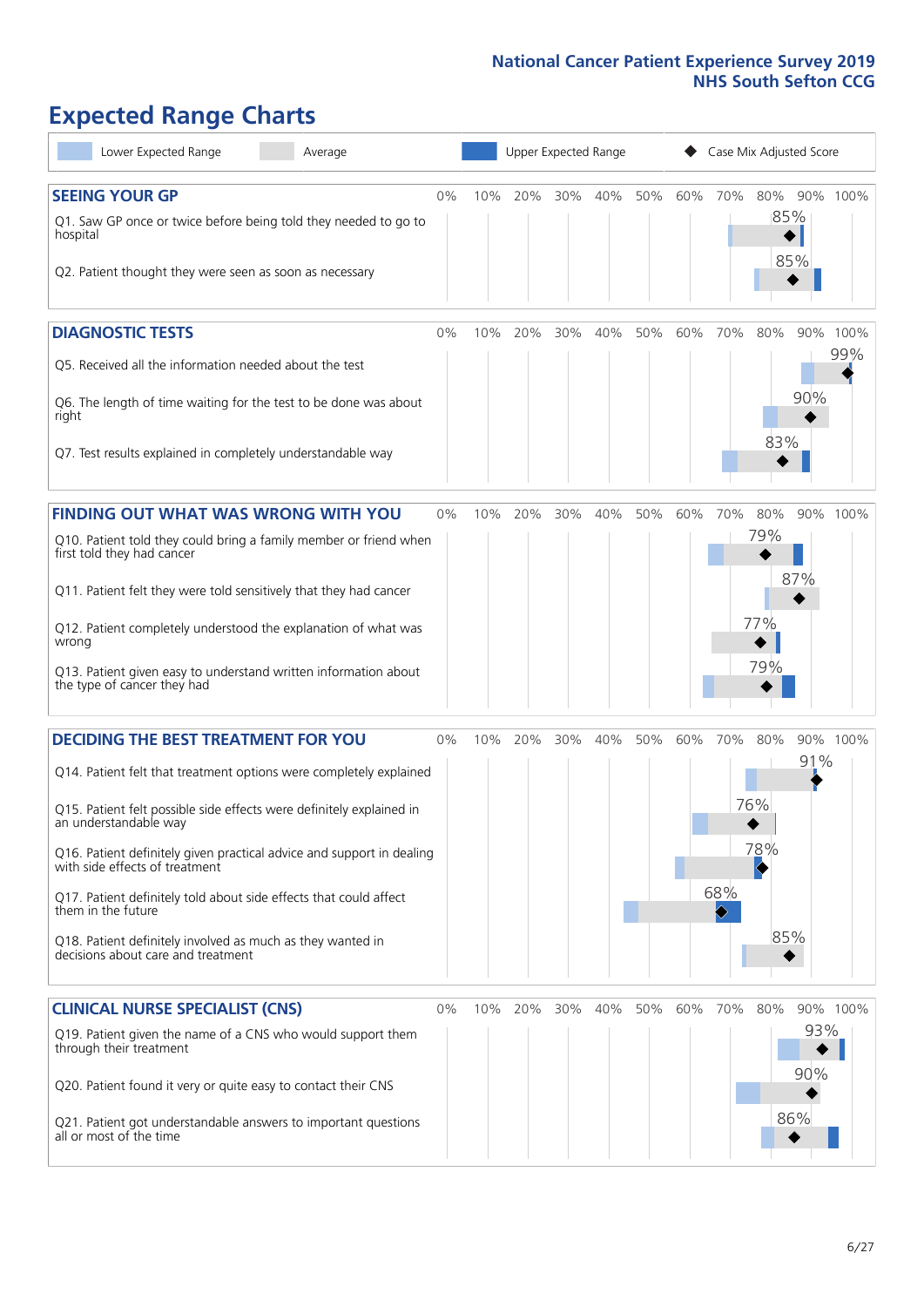# Expected Range Charts

Lower Expected Range | Average | Upper Expected Range | Case Mix Adjusted Score

## SEEING YOUR GP

| Question | Case Mix Adjusted Score |
|---|---|
| Q1. Saw GP once or twice before being told they needed to go to hospital | 85% |
| Q2. Patient thought they were seen as soon as necessary | 85% |

## DIAGNOSTIC TESTS

| Question | Case Mix Adjusted Score |
|---|---|
| Q5. Received all the information needed about the test | 99% |
| Q6. The length of time waiting for the test to be done was about right | 90% |
| Q7. Test results explained in completely understandable way | 83% |

## FINDING OUT WHAT WAS WRONG WITH YOU

| Question | Case Mix Adjusted Score |
|---|---|
| Q10. Patient told they could bring a family member or friend when first told they had cancer | 79% |
| Q11. Patient felt they were told sensitively that they had cancer | 87% |
| Q12. Patient completely understood the explanation of what was wrong | 77% |
| Q13. Patient given easy to understand written information about the type of cancer they had | 79% |

## DECIDING THE BEST TREATMENT FOR YOU

| Question | Case Mix Adjusted Score |
|---|---|
| Q14. Patient felt that treatment options were completely explained | 91% |
| Q15. Patient felt possible side effects were definitely explained in an understandable way | 76% |
| Q16. Patient definitely given practical advice and support in dealing with side effects of treatment | 78% |
| Q17. Patient definitely told about side effects that could affect them in the future | 68% |
| Q18. Patient definitely involved as much as they wanted in decisions about care and treatment | 85% |

## CLINICAL NURSE SPECIALIST (CNS)

| Question | Case Mix Adjusted Score |
|---|---|
| Q19. Patient given the name of a CNS who would support them through their treatment | 93% |
| Q20. Patient found it very or quite easy to contact their CNS | 90% |
| Q21. Patient got understandable answers to important questions all or most of the time | 86% |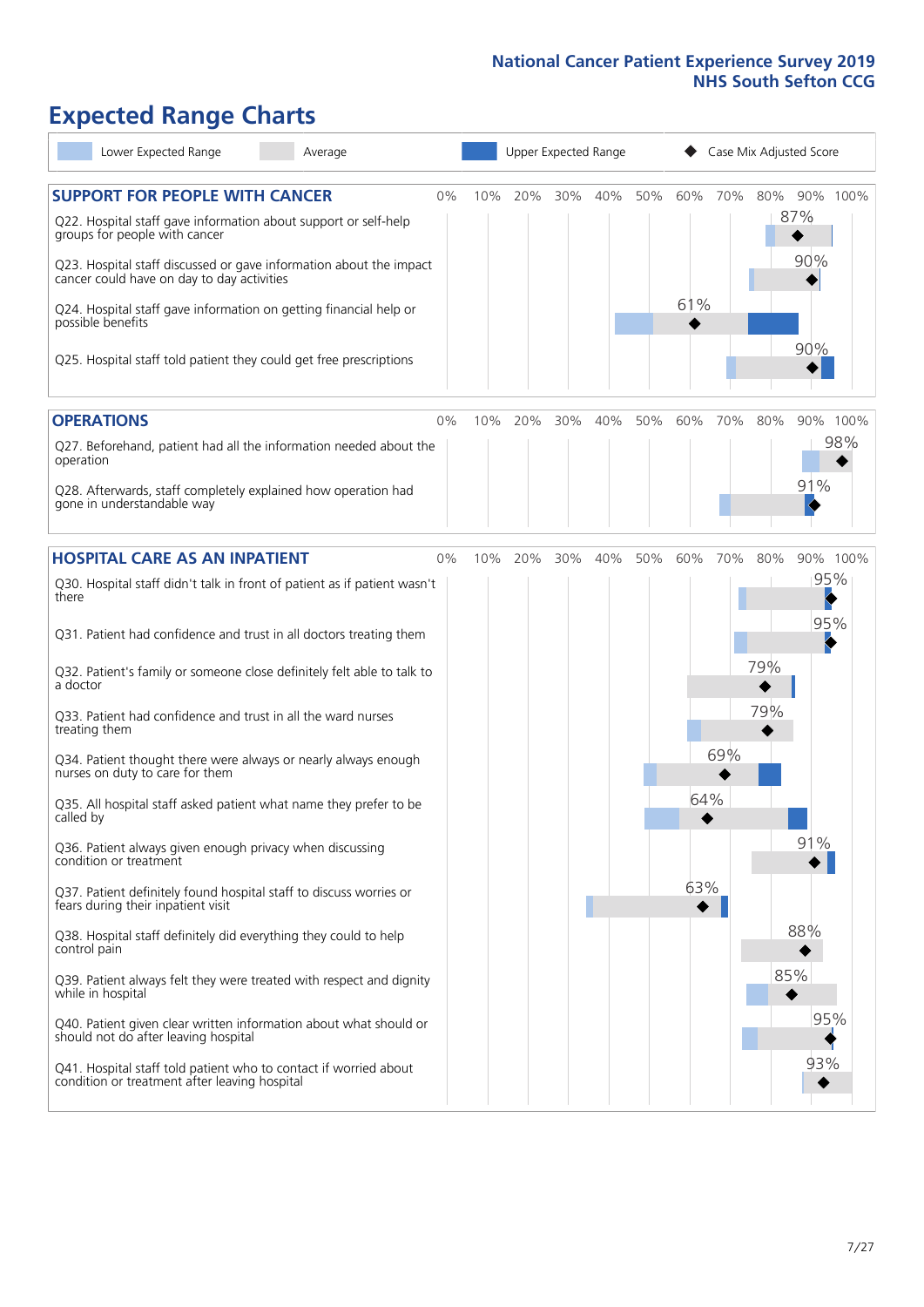## Expected Range Charts

Lower Expected Range | Average | Upper Expected Range | Case Mix Adjusted Score

### SUPPORT FOR PEOPLE WITH CANCER

| Question | Case Mix Adjusted Score |
|---|---|
| Q22. Hospital staff gave information about support or self-help groups for people with cancer | 87% |
| Q23. Hospital staff discussed or gave information about the impact cancer could have on day to day activities | 90% |
| Q24. Hospital staff gave information on getting financial help or possible benefits | 61% |
| Q25. Hospital staff told patient they could get free prescriptions | 90% |

### OPERATIONS

| Question | Case Mix Adjusted Score |
|---|---|
| Q27. Beforehand, patient had all the information needed about the operation | 98% |
| Q28. Afterwards, staff completely explained how operation had gone in understandable way | 91% |

### HOSPITAL CARE AS AN INPATIENT

| Question | Case Mix Adjusted Score |
|---|---|
| Q30. Hospital staff didn't talk in front of patient as if patient wasn't there | 95% |
| Q31. Patient had confidence and trust in all doctors treating them | 95% |
| Q32. Patient's family or someone close definitely felt able to talk to a doctor | 79% |
| Q33. Patient had confidence and trust in all the ward nurses treating them | 79% |
| Q34. Patient thought there were always or nearly always enough nurses on duty to care for them | 69% |
| Q35. All hospital staff asked patient what name they prefer to be called by | 64% |
| Q36. Patient always given enough privacy when discussing condition or treatment | 91% |
| Q37. Patient definitely found hospital staff to discuss worries or fears during their inpatient visit | 63% |
| Q38. Hospital staff definitely did everything they could to help control pain | 88% |
| Q39. Patient always felt they were treated with respect and dignity while in hospital | 85% |
| Q40. Patient given clear written information about what should or should not do after leaving hospital | 95% |
| Q41. Hospital staff told patient who to contact if worried about condition or treatment after leaving hospital | 93% |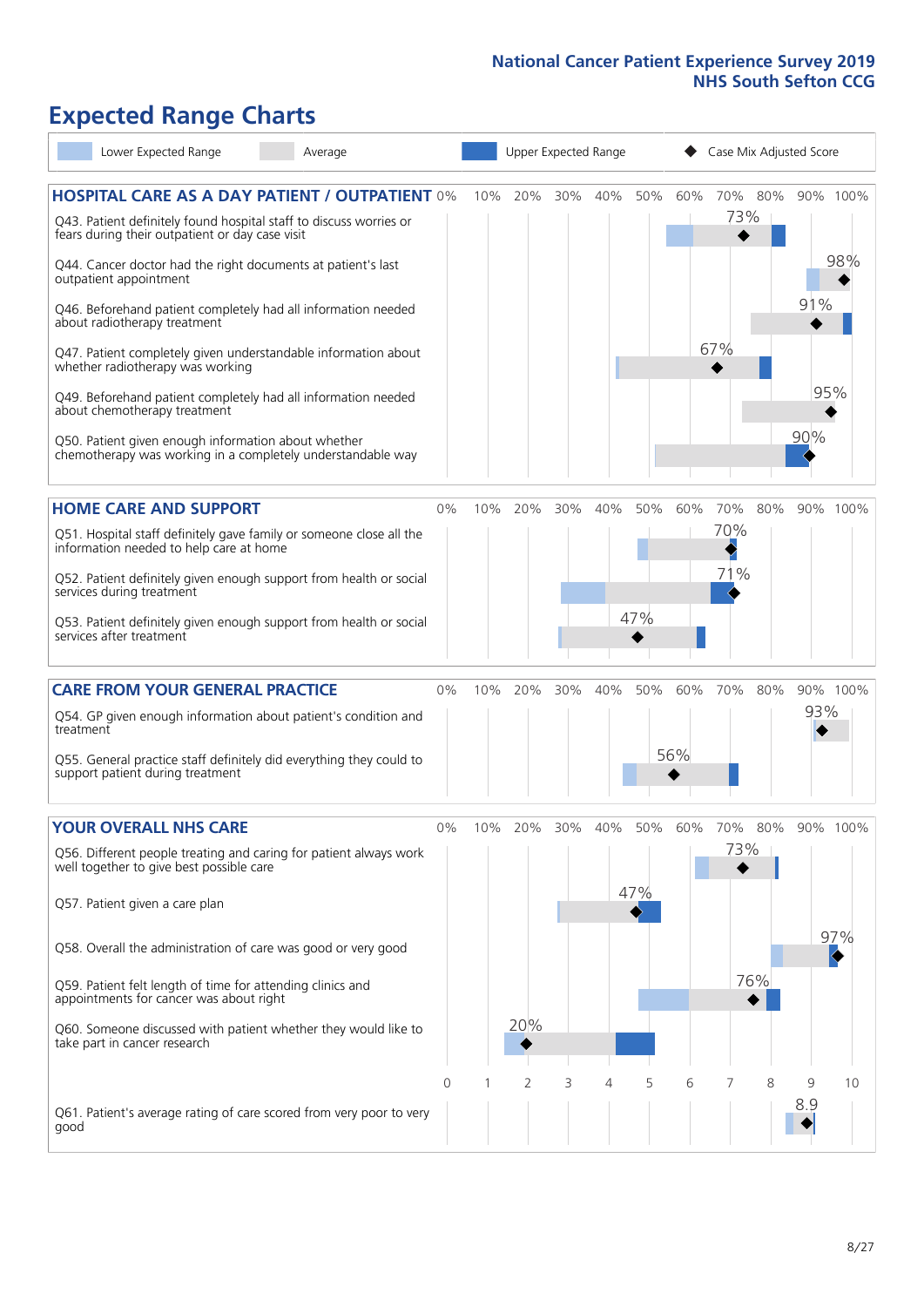# Expected Range Charts

Legend: Lower Expected Range | Average | Upper Expected Range | Case Mix Adjusted Score

## HOSPITAL CARE AS A DAY PATIENT / OUTPATIENT

| Question | Case Mix Adjusted Score |
|---|---|
| Q43. Patient definitely found hospital staff to discuss worries or fears during their outpatient or day case visit | 73% |
| Q44. Cancer doctor had the right documents at patient's last outpatient appointment | 98% |
| Q46. Beforehand patient completely had all information needed about radiotherapy treatment | 91% |
| Q47. Patient completely given understandable information about whether radiotherapy was working | 67% |
| Q49. Beforehand patient completely had all information needed about chemotherapy treatment | 95% |
| Q50. Patient given enough information about whether chemotherapy was working in a completely understandable way | 90% |

## HOME CARE AND SUPPORT

| Question | Case Mix Adjusted Score |
|---|---|
| Q51. Hospital staff definitely gave family or someone close all the information needed to help care at home | 70% |
| Q52. Patient definitely given enough support from health or social services during treatment | 71% |
| Q53. Patient definitely given enough support from health or social services after treatment | 47% |

## CARE FROM YOUR GENERAL PRACTICE

| Question | Case Mix Adjusted Score |
|---|---|
| Q54. GP given enough information about patient's condition and treatment | 93% |
| Q55. General practice staff definitely did everything they could to support patient during treatment | 56% |

## YOUR OVERALL NHS CARE

| Question | Case Mix Adjusted Score |
|---|---|
| Q56. Different people treating and caring for patient always work well together to give best possible care | 73% |
| Q57. Patient given a care plan | 47% |
| Q58. Overall the administration of care was good or very good | 97% |
| Q59. Patient felt length of time for attending clinics and appointments for cancer was about right | 76% |
| Q60. Someone discussed with patient whether they would like to take part in cancer research | 20% |
| Q61. Patient's average rating of care scored from very poor to very good | 8.9 |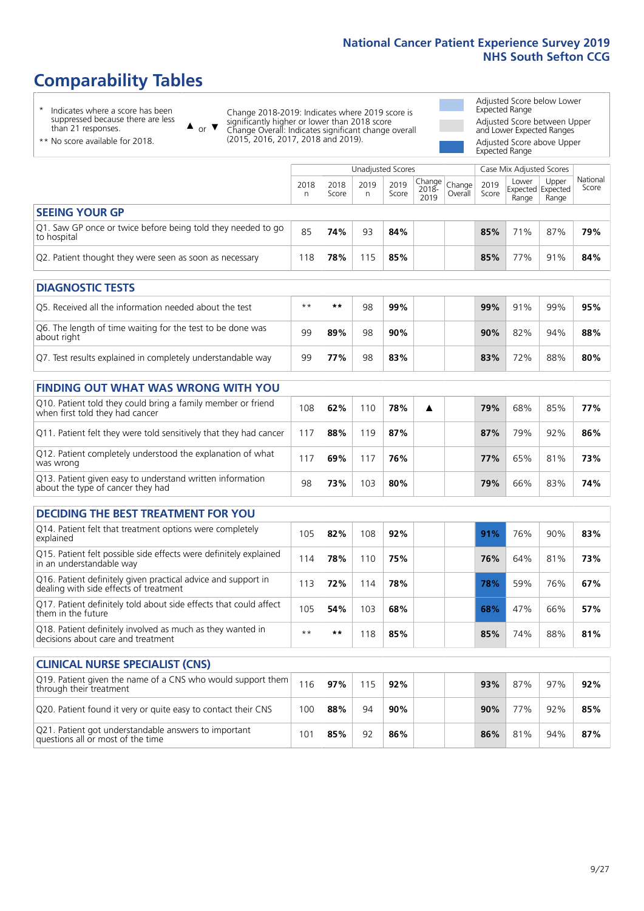# Comparability Tables

\* Indicates where a score has been suppressed because there are less than 21 responses.

\*\* No score available for 2018.

▲ or ▼ Change 2018-2019: Indicates where 2019 score is significantly higher or lower than 2018 score. Change Overall: Indicates significant change overall (2015, 2016, 2017, 2018 and 2019).

Adjusted Score below Lower Expected Range

Adjusted Score between Upper and Lower Expected Ranges

Adjusted Score above Upper Expected Range

| | Unadjusted Scores | | | | | | Case Mix Adjusted Scores | | | |
|---|---|---|---|---|---|---|---|---|---|---|
| | 2018 n | 2018 Score | 2019 n | 2019 Score | Change 2018-2019 | Change Overall | 2019 Score | Lower Expected Range | Upper Expected Range | National Score |
| **SEEING YOUR GP** | | | | | | | | | | |
| Q1. Saw GP once or twice before being told they needed to go to hospital | 85 | **74%** | 93 | **84%** | | | **85%** | 71% | 87% | **79%** |
| Q2. Patient thought they were seen as soon as necessary | 118 | **78%** | 115 | **85%** | | | **85%** | 77% | 91% | **84%** |
| **DIAGNOSTIC TESTS** | | | | | | | | | | |
| Q5. Received all the information needed about the test | ** | ** | 98 | **99%** | | | **99%** | 91% | 99% | **95%** |
| Q6. The length of time waiting for the test to be done was about right | 99 | **89%** | 98 | **90%** | | | **90%** | 82% | 94% | **88%** |
| Q7. Test results explained in completely understandable way | 99 | **77%** | 98 | **83%** | | | **83%** | 72% | 88% | **80%** |
| **FINDING OUT WHAT WAS WRONG WITH YOU** | | | | | | | | | | |
| Q10. Patient told they could bring a family member or friend when first told they had cancer | 108 | **62%** | 110 | **78%** | ▲ | | **79%** | 68% | 85% | **77%** |
| Q11. Patient felt they were told sensitively that they had cancer | 117 | **88%** | 119 | **87%** | | | **87%** | 79% | 92% | **86%** |
| Q12. Patient completely understood the explanation of what was wrong | 117 | **69%** | 117 | **76%** | | | **77%** | 65% | 81% | **73%** |
| Q13. Patient given easy to understand written information about the type of cancer they had | 98 | **73%** | 103 | **80%** | | | **79%** | 66% | 83% | **74%** |
| **DECIDING THE BEST TREATMENT FOR YOU** | | | | | | | | | | |
| Q14. Patient felt that treatment options were completely explained | 105 | **82%** | 108 | **92%** | | | **91%** | 76% | 90% | **83%** |
| Q15. Patient felt possible side effects were definitely explained in an understandable way | 114 | **78%** | 110 | **75%** | | | **76%** | 64% | 81% | **73%** |
| Q16. Patient definitely given practical advice and support in dealing with side effects of treatment | 113 | **72%** | 114 | **78%** | | | **78%** | 59% | 76% | **67%** |
| Q17. Patient definitely told about side effects that could affect them in the future | 105 | **54%** | 103 | **68%** | | | **68%** | 47% | 66% | **57%** |
| Q18. Patient definitely involved as much as they wanted in decisions about care and treatment | ** | ** | 118 | **85%** | | | **85%** | 74% | 88% | **81%** |
| **CLINICAL NURSE SPECIALIST (CNS)** | | | | | | | | | | |
| Q19. Patient given the name of a CNS who would support them through their treatment | 116 | **97%** | 115 | **92%** | | | **93%** | 87% | 97% | **92%** |
| Q20. Patient found it very or quite easy to contact their CNS | 100 | **88%** | 94 | **90%** | | | **90%** | 77% | 92% | **85%** |
| Q21. Patient got understandable answers to important questions all or most of the time | 101 | **85%** | 92 | **86%** | | | **86%** | 81% | 94% | **87%** |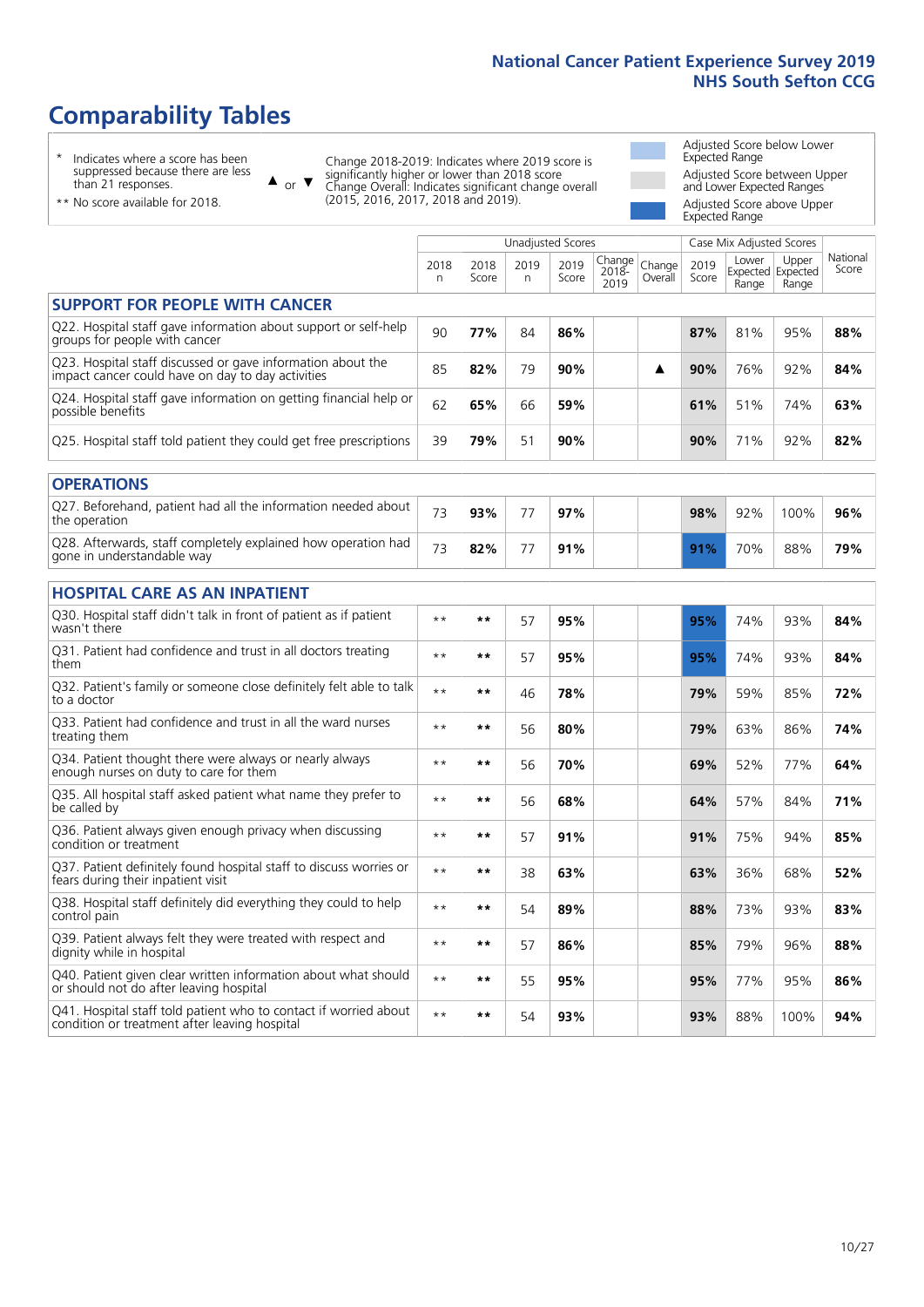# Comparability Tables

- \* Indicates where a score has been suppressed because there are less than 21 responses.
- \*\* No score available for 2018.

▲ or ▼ Change 2018-2019: Indicates where 2019 score is significantly higher or lower than 2018 score. Change Overall: Indicates significant change overall (2015, 2016, 2017, 2018 and 2019).

- Adjusted Score below Lower Expected Range
- Adjusted Score between Upper and Lower Expected Ranges
- Adjusted Score above Upper Expected Range

| | Unadjusted Scores | | | | | | Case Mix Adjusted Scores | | | |
|---|---|---|---|---|---|---|---|---|---|---|
| | 2018 n | 2018 Score | 2019 n | 2019 Score | Change 2018-2019 | Change Overall | 2019 Score | Lower Expected Range | Upper Expected Range | National Score |
| **SUPPORT FOR PEOPLE WITH CANCER** | | | | | | | | | | |
| Q22. Hospital staff gave information about support or self-help groups for people with cancer | 90 | **77%** | 84 | **86%** | | | **87%** | 81% | 95% | **88%** |
| Q23. Hospital staff discussed or gave information about the impact cancer could have on day to day activities | 85 | **82%** | 79 | **90%** | | ▲ | **90%** | 76% | 92% | **84%** |
| Q24. Hospital staff gave information on getting financial help or possible benefits | 62 | **65%** | 66 | **59%** | | | **61%** | 51% | 74% | **63%** |
| Q25. Hospital staff told patient they could get free prescriptions | 39 | **79%** | 51 | **90%** | | | **90%** | 71% | 92% | **82%** |
| **OPERATIONS** | | | | | | | | | | |
| Q27. Beforehand, patient had all the information needed about the operation | 73 | **93%** | 77 | **97%** | | | **98%** | 92% | 100% | **96%** |
| Q28. Afterwards, staff completely explained how operation had gone in understandable way | 73 | **82%** | 77 | **91%** | | | **91%** | 70% | 88% | **79%** |
| **HOSPITAL CARE AS AN INPATIENT** | | | | | | | | | | |
| Q30. Hospital staff didn't talk in front of patient as if patient wasn't there | ** | ** | 57 | **95%** | | | **95%** | 74% | 93% | **84%** |
| Q31. Patient had confidence and trust in all doctors treating them | ** | ** | 57 | **95%** | | | **95%** | 74% | 93% | **84%** |
| Q32. Patient's family or someone close definitely felt able to talk to a doctor | ** | ** | 46 | **78%** | | | **79%** | 59% | 85% | **72%** |
| Q33. Patient had confidence and trust in all the ward nurses treating them | ** | ** | 56 | **80%** | | | **79%** | 63% | 86% | **74%** |
| Q34. Patient thought there were always or nearly always enough nurses on duty to care for them | ** | ** | 56 | **70%** | | | **69%** | 52% | 77% | **64%** |
| Q35. All hospital staff asked patient what name they prefer to be called by | ** | ** | 56 | **68%** | | | **64%** | 57% | 84% | **71%** |
| Q36. Patient always given enough privacy when discussing condition or treatment | ** | ** | 57 | **91%** | | | **91%** | 75% | 94% | **85%** |
| Q37. Patient definitely found hospital staff to discuss worries or fears during their inpatient visit | ** | ** | 38 | **63%** | | | **63%** | 36% | 68% | **52%** |
| Q38. Hospital staff definitely did everything they could to help control pain | ** | ** | 54 | **89%** | | | **88%** | 73% | 93% | **83%** |
| Q39. Patient always felt they were treated with respect and dignity while in hospital | ** | ** | 57 | **86%** | | | **85%** | 79% | 96% | **88%** |
| Q40. Patient given clear written information about what should or should not do after leaving hospital | ** | ** | 55 | **95%** | | | **95%** | 77% | 95% | **86%** |
| Q41. Hospital staff told patient who to contact if worried about condition or treatment after leaving hospital | ** | ** | 54 | **93%** | | | **93%** | 88% | 100% | **94%** |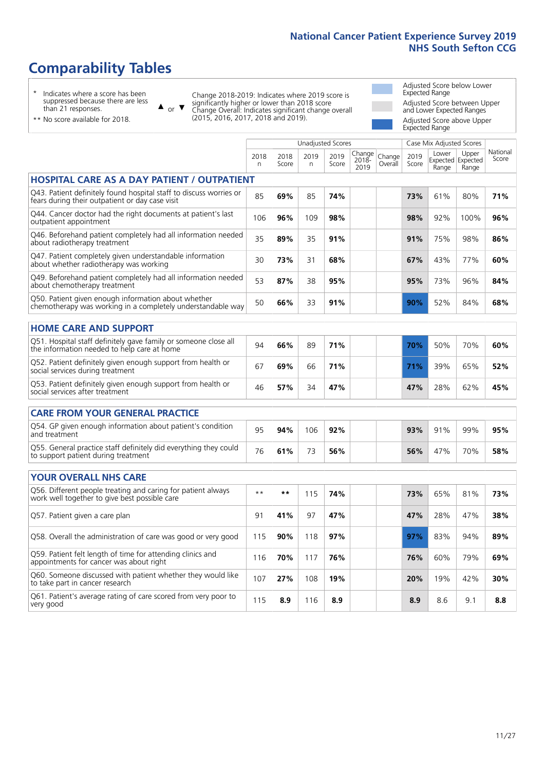# Comparability Tables

\* Indicates where a score has been suppressed because there are less than 21 responses.

\*\* No score available for 2018.

▲ or ▼ Change 2018-2019: Indicates where 2019 score is significantly higher or lower than 2018 score. Change Overall: Indicates significant change overall (2015, 2016, 2017, 2018 and 2019).

Adjusted Score below Lower Expected Range

Adjusted Score between Upper and Lower Expected Ranges

Adjusted Score above Upper Expected Range

| | Unadjusted Scores | | | | | | Case Mix Adjusted Scores | | | |
|---|---|---|---|---|---|---|---|---|---|---|
| | 2018 n | 2018 Score | 2019 n | 2019 Score | Change 2018-2019 | Change Overall | 2019 Score | Lower Expected Range | Upper Expected Range | National Score |
| **HOSPITAL CARE AS A DAY PATIENT / OUTPATIENT** | | | | | | | | | | |
| Q43. Patient definitely found hospital staff to discuss worries or fears during their outpatient or day case visit | 85 | **69%** | 85 | **74%** | | | **73%** | 61% | 80% | **71%** |
| Q44. Cancer doctor had the right documents at patient's last outpatient appointment | 106 | **96%** | 109 | **98%** | | | **98%** | 92% | 100% | **96%** |
| Q46. Beforehand patient completely had all information needed about radiotherapy treatment | 35 | **89%** | 35 | **91%** | | | **91%** | 75% | 98% | **86%** |
| Q47. Patient completely given understandable information about whether radiotherapy was working | 30 | **73%** | 31 | **68%** | | | **67%** | 43% | 77% | **60%** |
| Q49. Beforehand patient completely had all information needed about chemotherapy treatment | 53 | **87%** | 38 | **95%** | | | **95%** | 73% | 96% | **84%** |
| Q50. Patient given enough information about whether chemotherapy was working in a completely understandable way | 50 | **66%** | 33 | **91%** | | | **90%** | 52% | 84% | **68%** |
| **HOME CARE AND SUPPORT** | | | | | | | | | | |
| Q51. Hospital staff definitely gave family or someone close all the information needed to help care at home | 94 | **66%** | 89 | **71%** | | | **70%** | 50% | 70% | **60%** |
| Q52. Patient definitely given enough support from health or social services during treatment | 67 | **69%** | 66 | **71%** | | | **71%** | 39% | 65% | **52%** |
| Q53. Patient definitely given enough support from health or social services after treatment | 46 | **57%** | 34 | **47%** | | | **47%** | 28% | 62% | **45%** |
| **CARE FROM YOUR GENERAL PRACTICE** | | | | | | | | | | |
| Q54. GP given enough information about patient's condition and treatment | 95 | **94%** | 106 | **92%** | | | **93%** | 91% | 99% | **95%** |
| Q55. General practice staff definitely did everything they could to support patient during treatment | 76 | **61%** | 73 | **56%** | | | **56%** | 47% | 70% | **58%** |
| **YOUR OVERALL NHS CARE** | | | | | | | | | | |
| Q56. Different people treating and caring for patient always work well together to give best possible care | ** | ** | 115 | **74%** | | | **73%** | 65% | 81% | **73%** |
| Q57. Patient given a care plan | 91 | **41%** | 97 | **47%** | | | **47%** | 28% | 47% | **38%** |
| Q58. Overall the administration of care was good or very good | 115 | **90%** | 118 | **97%** | | | **97%** | 83% | 94% | **89%** |
| Q59. Patient felt length of time for attending clinics and appointments for cancer was about right | 116 | **70%** | 117 | **76%** | | | **76%** | 60% | 79% | **69%** |
| Q60. Someone discussed with patient whether they would like to take part in cancer research | 107 | **27%** | 108 | **19%** | | | **20%** | 19% | 42% | **30%** |
| Q61. Patient's average rating of care scored from very poor to very good | 115 | **8.9** | 116 | **8.9** | | | **8.9** | 8.6 | 9.1 | **8.8** |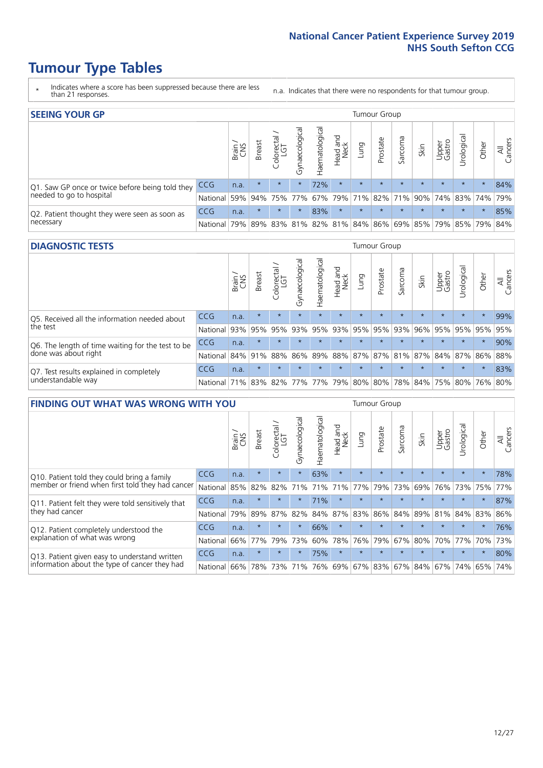# Tumour Type Tables

\* Indicates where a score has been suppressed because there are less than 21 responses.

n.a. Indicates that there were no respondents for that tumour group.

## SEEING YOUR GP

| | | Brain / CNS | Breast | Colorectal / LGT | Gynaecological | Haematological | Head and Neck | Lung | Prostate | Sarcoma | Skin | Upper Gastro | Urological | Other | All Cancers |
|---|---|---|---|---|---|---|---|---|---|---|---|---|---|---|---|
| Q1. Saw GP once or twice before being told they needed to go to hospital | CCG | n.a. | * | * | * | 72% | * | * | * | * | * | * | * | * | 84% |
| | National | 59% | 94% | 75% | 77% | 67% | 79% | 71% | 82% | 71% | 90% | 74% | 83% | 74% | 79% |
| Q2. Patient thought they were seen as soon as necessary | CCG | n.a. | * | * | * | 83% | * | * | * | * | * | * | * | * | 85% |
| | National | 79% | 89% | 83% | 81% | 82% | 81% | 84% | 86% | 69% | 85% | 79% | 85% | 79% | 84% |

## DIAGNOSTIC TESTS

| | | Brain / CNS | Breast | Colorectal / LGT | Gynaecological | Haematological | Head and Neck | Lung | Prostate | Sarcoma | Skin | Upper Gastro | Urological | Other | All Cancers |
|---|---|---|---|---|---|---|---|---|---|---|---|---|---|---|---|
| Q5. Received all the information needed about the test | CCG | n.a. | * | * | * | * | * | * | * | * | * | * | * | * | 99% |
| | National | 93% | 95% | 95% | 93% | 95% | 93% | 95% | 95% | 93% | 96% | 95% | 95% | 95% | 95% |
| Q6. The length of time waiting for the test to be done was about right | CCG | n.a. | * | * | * | * | * | * | * | * | * | * | * | * | 90% |
| | National | 84% | 91% | 88% | 86% | 89% | 88% | 87% | 87% | 81% | 87% | 84% | 87% | 86% | 88% |
| Q7. Test results explained in completely understandable way | CCG | n.a. | * | * | * | * | * | * | * | * | * | * | * | * | 83% |
| | National | 71% | 83% | 82% | 77% | 77% | 79% | 80% | 80% | 78% | 84% | 75% | 80% | 76% | 80% |

## FINDING OUT WHAT WAS WRONG WITH YOU

| | | Brain / CNS | Breast | Colorectal / LGT | Gynaecological | Haematological | Head and Neck | Lung | Prostate | Sarcoma | Skin | Upper Gastro | Urological | Other | All Cancers |
|---|---|---|---|---|---|---|---|---|---|---|---|---|---|---|---|
| Q10. Patient told they could bring a family member or friend when first told they had cancer | CCG | n.a. | * | * | * | 63% | * | * | * | * | * | * | * | * | 78% |
| | National | 85% | 82% | 82% | 71% | 71% | 71% | 77% | 79% | 73% | 69% | 76% | 73% | 75% | 77% |
| Q11. Patient felt they were told sensitively that they had cancer | CCG | n.a. | * | * | * | 71% | * | * | * | * | * | * | * | * | 87% |
| | National | 79% | 89% | 87% | 82% | 84% | 87% | 83% | 86% | 84% | 89% | 81% | 84% | 83% | 86% |
| Q12. Patient completely understood the explanation of what was wrong | CCG | n.a. | * | * | * | 66% | * | * | * | * | * | * | * | * | 76% |
| | National | 66% | 77% | 79% | 73% | 60% | 78% | 76% | 79% | 67% | 80% | 70% | 77% | 70% | 73% |
| Q13. Patient given easy to understand written information about the type of cancer they had | CCG | n.a. | * | * | * | 75% | * | * | * | * | * | * | * | * | 80% |
| | National | 66% | 78% | 73% | 71% | 76% | 69% | 67% | 83% | 67% | 84% | 67% | 74% | 65% | 74% |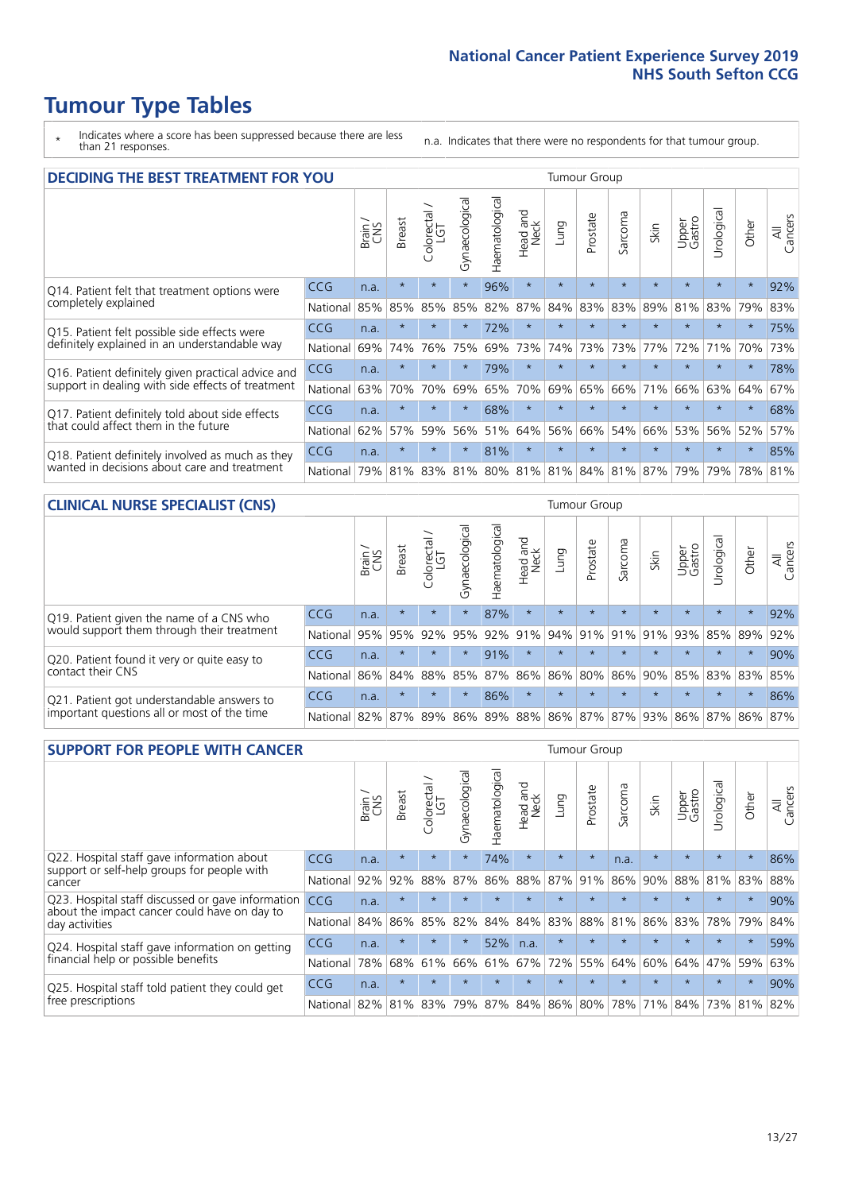# Tumour Type Tables

\* Indicates where a score has been suppressed because there are less than 21 responses.

n.a. Indicates that there were no respondents for that tumour group.

## DECIDING THE BEST TREATMENT FOR YOU

| | | Brain / CNS | Breast | Colorectal / LGT | Gynaecological | Haematological | Head and Neck | Lung | Prostate | Sarcoma | Skin | Upper Gastro | Urological | Other | All Cancers |
|---|---|---|---|---|---|---|---|---|---|---|---|---|---|---|---|
| Q14. Patient felt that treatment options were completely explained | CCG | n.a. | * | * | * | 96% | * | * | * | * | * | * | * | * | 92% |
| | National | 85% | 85% | 85% | 85% | 82% | 87% | 84% | 83% | 83% | 89% | 81% | 83% | 79% | 83% |
| Q15. Patient felt possible side effects were definitely explained in an understandable way | CCG | n.a. | * | * | * | 72% | * | * | * | * | * | * | * | * | 75% |
| | National | 69% | 74% | 76% | 75% | 69% | 73% | 74% | 73% | 73% | 77% | 72% | 71% | 70% | 73% |
| Q16. Patient definitely given practical advice and support in dealing with side effects of treatment | CCG | n.a. | * | * | * | 79% | * | * | * | * | * | * | * | * | 78% |
| | National | 63% | 70% | 70% | 69% | 65% | 70% | 69% | 65% | 66% | 71% | 66% | 63% | 64% | 67% |
| Q17. Patient definitely told about side effects that could affect them in the future | CCG | n.a. | * | * | * | 68% | * | * | * | * | * | * | * | * | 68% |
| | National | 62% | 57% | 59% | 56% | 51% | 64% | 56% | 66% | 54% | 66% | 53% | 56% | 52% | 57% |
| Q18. Patient definitely involved as much as they wanted in decisions about care and treatment | CCG | n.a. | * | * | * | 81% | * | * | * | * | * | * | * | * | 85% |
| | National | 79% | 81% | 83% | 81% | 80% | 81% | 81% | 84% | 81% | 87% | 79% | 79% | 78% | 81% |

## CLINICAL NURSE SPECIALIST (CNS)

| | | Brain / CNS | Breast | Colorectal / LGT | Gynaecological | Haematological | Head and Neck | Lung | Prostate | Sarcoma | Skin | Upper Gastro | Urological | Other | All Cancers |
|---|---|---|---|---|---|---|---|---|---|---|---|---|---|---|---|
| Q19. Patient given the name of a CNS who would support them through their treatment | CCG | n.a. | * | * | * | 87% | * | * | * | * | * | * | * | * | 92% |
| | National | 95% | 95% | 92% | 95% | 92% | 91% | 94% | 91% | 91% | 91% | 93% | 85% | 89% | 92% |
| Q20. Patient found it very or quite easy to contact their CNS | CCG | n.a. | * | * | * | 91% | * | * | * | * | * | * | * | * | 90% |
| | National | 86% | 84% | 88% | 85% | 87% | 86% | 86% | 80% | 86% | 90% | 85% | 83% | 83% | 85% |
| Q21. Patient got understandable answers to important questions all or most of the time | CCG | n.a. | * | * | * | 86% | * | * | * | * | * | * | * | * | 86% |
| | National | 82% | 87% | 89% | 86% | 89% | 88% | 86% | 87% | 87% | 93% | 86% | 87% | 86% | 87% |

## SUPPORT FOR PEOPLE WITH CANCER

| | | Brain / CNS | Breast | Colorectal / LGT | Gynaecological | Haematological | Head and Neck | Lung | Prostate | Sarcoma | Skin | Upper Gastro | Urological | Other | All Cancers |
|---|---|---|---|---|---|---|---|---|---|---|---|---|---|---|---|
| Q22. Hospital staff gave information about support or self-help groups for people with cancer | CCG | n.a. | * | * | * | 74% | * | * | * | n.a. | * | * | * | * | 86% |
| | National | 92% | 92% | 88% | 87% | 86% | 88% | 87% | 91% | 86% | 90% | 88% | 81% | 83% | 88% |
| Q23. Hospital staff discussed or gave information about the impact cancer could have on day to day activities | CCG | n.a. | * | * | * | * | * | * | * | * | * | * | * | * | 90% |
| | National | 84% | 86% | 85% | 82% | 84% | 84% | 83% | 88% | 81% | 86% | 83% | 78% | 79% | 84% |
| Q24. Hospital staff gave information on getting financial help or possible benefits | CCG | n.a. | * | * | * | 52% | n.a. | * | * | * | * | * | * | * | 59% |
| | National | 78% | 68% | 61% | 66% | 61% | 67% | 72% | 55% | 64% | 60% | 64% | 47% | 59% | 63% |
| Q25. Hospital staff told patient they could get free prescriptions | CCG | n.a. | * | * | * | * | * | * | * | * | * | * | * | * | 90% |
| | National | 82% | 81% | 83% | 79% | 87% | 84% | 86% | 80% | 78% | 71% | 84% | 73% | 81% | 82% |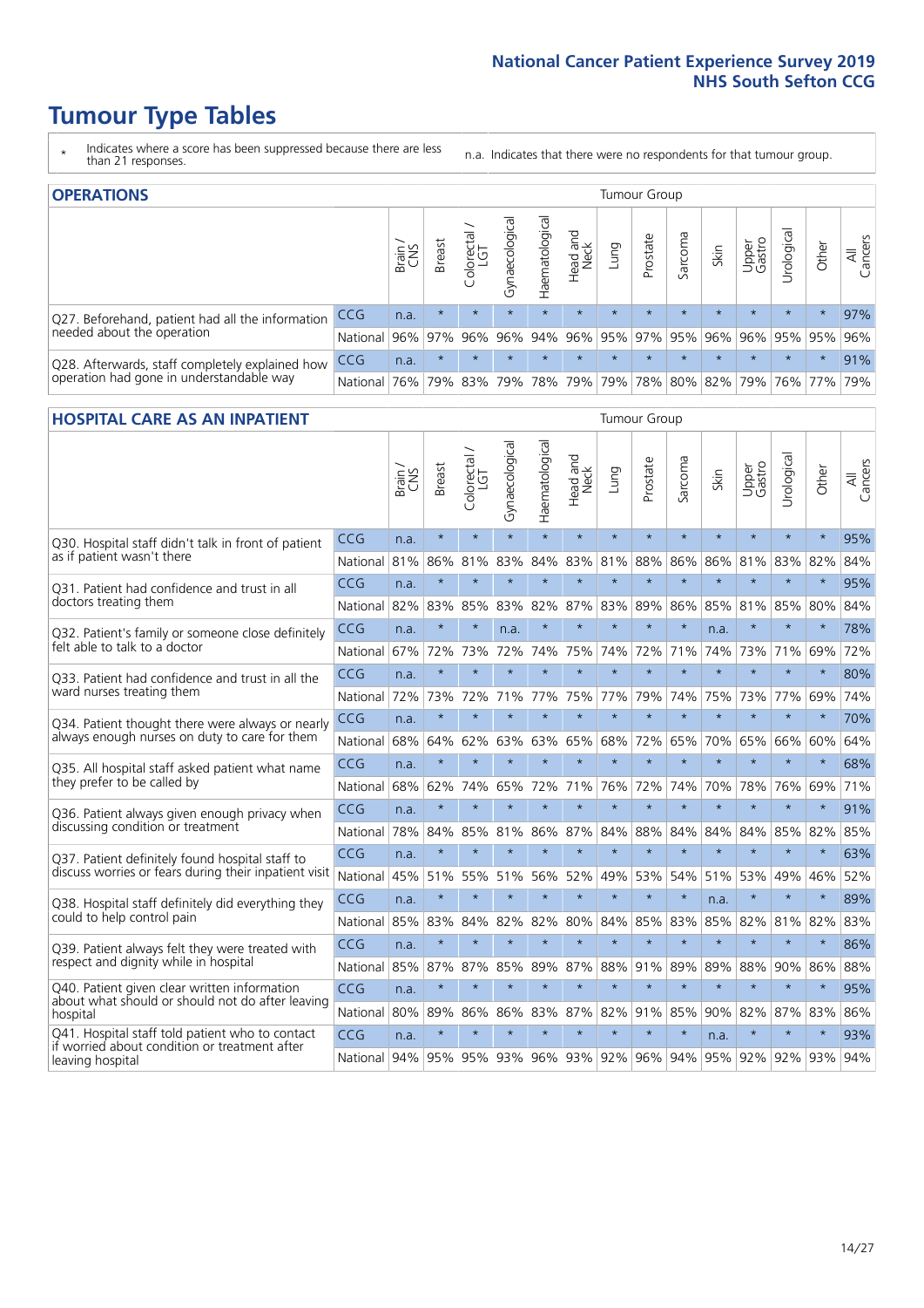# Tumour Type Tables

\* Indicates where a score has been suppressed because there are less than 21 responses.

n.a. Indicates that there were no respondents for that tumour group.

## OPERATIONS

| | | Brain / CNS | Breast | Colorectal / LGT | Gynaecological | Haematological | Head and Neck | Lung | Prostate | Sarcoma | Skin | Upper Gastro | Urological | Other | All Cancers |
|---|---|---|---|---|---|---|---|---|---|---|---|---|---|---|---|
| Q27. Beforehand, patient had all the information needed about the operation | CCG | n.a. | * | * | * | * | * | * | * | * | * | * | * | * | 97% |
| | National | 96% | 97% | 96% | 96% | 94% | 96% | 95% | 97% | 95% | 96% | 96% | 95% | 95% | 96% |
| Q28. Afterwards, staff completely explained how operation had gone in understandable way | CCG | n.a. | * | * | * | * | * | * | * | * | * | * | * | * | 91% |
| | National | 76% | 79% | 83% | 79% | 78% | 79% | 79% | 78% | 80% | 82% | 79% | 76% | 77% | 79% |

## HOSPITAL CARE AS AN INPATIENT

| | | Brain / CNS | Breast | Colorectal / LGT | Gynaecological | Haematological | Head and Neck | Lung | Prostate | Sarcoma | Skin | Upper Gastro | Urological | Other | All Cancers |
|---|---|---|---|---|---|---|---|---|---|---|---|---|---|---|---|
| Q30. Hospital staff didn't talk in front of patient as if patient wasn't there | CCG | n.a. | * | * | * | * | * | * | * | * | * | * | * | * | 95% |
| | National | 81% | 86% | 81% | 83% | 84% | 83% | 81% | 88% | 86% | 86% | 81% | 83% | 82% | 84% |
| Q31. Patient had confidence and trust in all doctors treating them | CCG | n.a. | * | * | * | * | * | * | * | * | * | * | * | * | 95% |
| | National | 82% | 83% | 85% | 83% | 82% | 87% | 83% | 89% | 86% | 85% | 81% | 85% | 80% | 84% |
| Q32. Patient's family or someone close definitely felt able to talk to a doctor | CCG | n.a. | * | * | n.a. | * | * | * | * | * | n.a. | * | * | * | 78% |
| | National | 67% | 72% | 73% | 72% | 74% | 75% | 74% | 72% | 71% | 74% | 73% | 71% | 69% | 72% |
| Q33. Patient had confidence and trust in all the ward nurses treating them | CCG | n.a. | * | * | * | * | * | * | * | * | * | * | * | * | 80% |
| | National | 72% | 73% | 72% | 71% | 77% | 75% | 77% | 79% | 74% | 75% | 73% | 77% | 69% | 74% |
| Q34. Patient thought there were always or nearly always enough nurses on duty to care for them | CCG | n.a. | * | * | * | * | * | * | * | * | * | * | * | * | 70% |
| | National | 68% | 64% | 62% | 63% | 63% | 65% | 68% | 72% | 65% | 70% | 65% | 66% | 60% | 64% |
| Q35. All hospital staff asked patient what name they prefer to be called by | CCG | n.a. | * | * | * | * | * | * | * | * | * | * | * | * | 68% |
| | National | 68% | 62% | 74% | 65% | 72% | 71% | 76% | 72% | 74% | 70% | 78% | 76% | 69% | 71% |
| Q36. Patient always given enough privacy when discussing condition or treatment | CCG | n.a. | * | * | * | * | * | * | * | * | * | * | * | * | 91% |
| | National | 78% | 84% | 85% | 81% | 86% | 87% | 84% | 88% | 84% | 84% | 84% | 85% | 82% | 85% |
| Q37. Patient definitely found hospital staff to discuss worries or fears during their inpatient visit | CCG | n.a. | * | * | * | * | * | * | * | * | * | * | * | * | 63% |
| | National | 45% | 51% | 55% | 51% | 56% | 52% | 49% | 53% | 54% | 51% | 53% | 49% | 46% | 52% |
| Q38. Hospital staff definitely did everything they could to help control pain | CCG | n.a. | * | * | * | * | * | * | * | * | n.a. | * | * | * | 89% |
| | National | 85% | 83% | 84% | 82% | 82% | 80% | 84% | 85% | 83% | 85% | 82% | 81% | 82% | 83% |
| Q39. Patient always felt they were treated with respect and dignity while in hospital | CCG | n.a. | * | * | * | * | * | * | * | * | * | * | * | * | 86% |
| | National | 85% | 87% | 87% | 85% | 89% | 87% | 88% | 91% | 89% | 89% | 88% | 90% | 86% | 88% |
| Q40. Patient given clear written information about what should or should not do after leaving hospital | CCG | n.a. | * | * | * | * | * | * | * | * | * | * | * | * | 95% |
| | National | 80% | 89% | 86% | 86% | 83% | 87% | 82% | 91% | 85% | 90% | 82% | 87% | 83% | 86% |
| Q41. Hospital staff told patient who to contact if worried about condition or treatment after leaving hospital | CCG | n.a. | * | * | * | * | * | * | * | * | n.a. | * | * | * | 93% |
| | National | 94% | 95% | 95% | 93% | 96% | 93% | 92% | 96% | 94% | 95% | 92% | 92% | 93% | 94% |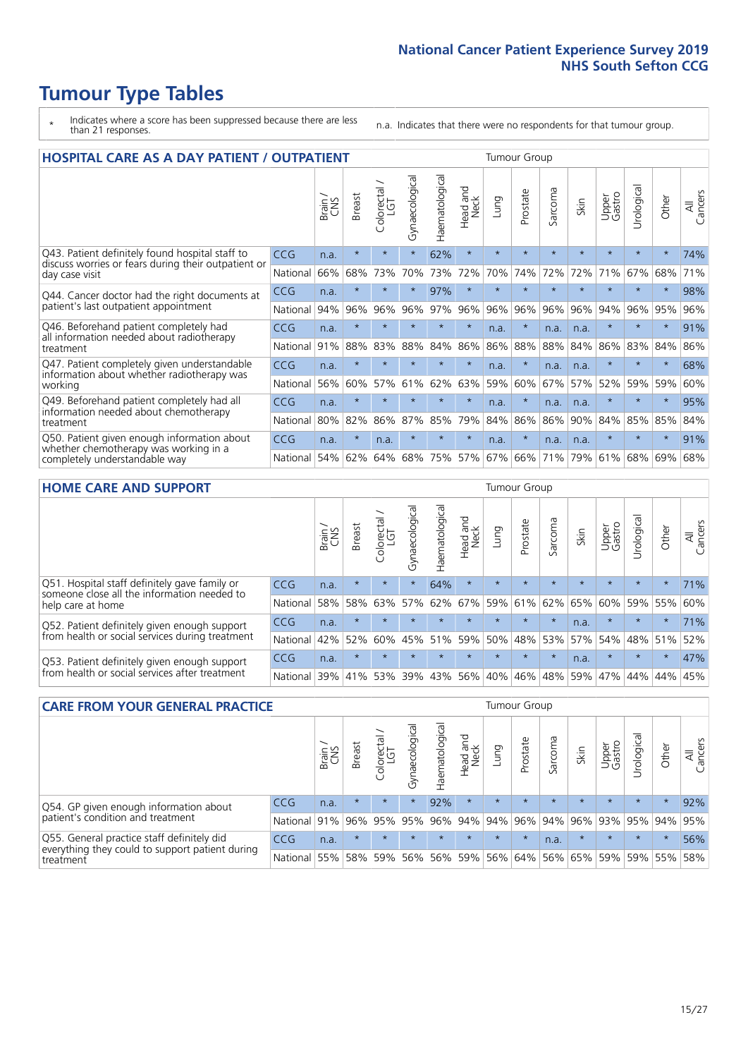# Tumour Type Tables

\* Indicates where a score has been suppressed because there are less than 21 responses.

n.a. Indicates that there were no respondents for that tumour group.

## HOSPITAL CARE AS A DAY PATIENT / OUTPATIENT

| | | Brain / CNS | Breast | Colorectal / LGT | Gynaecological | Haematological | Head and Neck | Lung | Prostate | Sarcoma | Skin | Upper Gastro | Urological | Other | All Cancers |
|---|---|---|---|---|---|---|---|---|---|---|---|---|---|---|---|
| Q43. Patient definitely found hospital staff to discuss worries or fears during their outpatient or day case visit | CCG | n.a. | * | * | * | 62% | * | * | * | * | * | * | * | * | 74% |
| | National | 66% | 68% | 73% | 70% | 73% | 72% | 70% | 74% | 72% | 72% | 71% | 67% | 68% | 71% |
| Q44. Cancer doctor had the right documents at patient's last outpatient appointment | CCG | n.a. | * | * | * | 97% | * | * | * | * | * | * | * | * | 98% |
| | National | 94% | 96% | 96% | 96% | 97% | 96% | 96% | 96% | 96% | 96% | 94% | 96% | 95% | 96% |
| Q46. Beforehand patient completely had all information needed about radiotherapy treatment | CCG | n.a. | * | * | * | * | * | n.a. | * | n.a. | n.a. | * | * | * | 91% |
| | National | 91% | 88% | 83% | 88% | 84% | 86% | 86% | 88% | 88% | 84% | 86% | 83% | 84% | 86% |
| Q47. Patient completely given understandable information about whether radiotherapy was working | CCG | n.a. | * | * | * | * | * | n.a. | * | n.a. | n.a. | * | * | * | 68% |
| | National | 56% | 60% | 57% | 61% | 62% | 63% | 59% | 60% | 67% | 57% | 52% | 59% | 59% | 60% |
| Q49. Beforehand patient completely had all information needed about chemotherapy treatment | CCG | n.a. | * | * | * | * | * | n.a. | * | n.a. | n.a. | * | * | * | 95% |
| | National | 80% | 82% | 86% | 87% | 85% | 79% | 84% | 86% | 86% | 90% | 84% | 85% | 85% | 84% |
| Q50. Patient given enough information about whether chemotherapy was working in a completely understandable way | CCG | n.a. | * | n.a. | * | * | * | n.a. | * | n.a. | n.a. | * | * | * | 91% |
| | National | 54% | 62% | 64% | 68% | 75% | 57% | 67% | 66% | 71% | 79% | 61% | 68% | 69% | 68% |

## HOME CARE AND SUPPORT

| | | Brain / CNS | Breast | Colorectal / LGT | Gynaecological | Haematological | Head and Neck | Lung | Prostate | Sarcoma | Skin | Upper Gastro | Urological | Other | All Cancers |
|---|---|---|---|---|---|---|---|---|---|---|---|---|---|---|---|
| Q51. Hospital staff definitely gave family or someone close all the information needed to help care at home | CCG | n.a. | * | * | * | 64% | * | * | * | * | * | * | * | * | 71% |
| | National | 58% | 58% | 63% | 57% | 62% | 67% | 59% | 61% | 62% | 65% | 60% | 59% | 55% | 60% |
| Q52. Patient definitely given enough support from health or social services during treatment | CCG | n.a. | * | * | * | * | * | * | * | * | n.a. | * | * | * | 71% |
| | National | 42% | 52% | 60% | 45% | 51% | 59% | 50% | 48% | 53% | 57% | 54% | 48% | 51% | 52% |
| Q53. Patient definitely given enough support from health or social services after treatment | CCG | n.a. | * | * | * | * | * | * | * | * | n.a. | * | * | * | 47% |
| | National | 39% | 41% | 53% | 39% | 43% | 56% | 40% | 46% | 48% | 59% | 47% | 44% | 44% | 45% |

## CARE FROM YOUR GENERAL PRACTICE

| | | Brain / CNS | Breast | Colorectal / LGT | Gynaecological | Haematological | Head and Neck | Lung | Prostate | Sarcoma | Skin | Upper Gastro | Urological | Other | All Cancers |
|---|---|---|---|---|---|---|---|---|---|---|---|---|---|---|---|
| Q54. GP given enough information about patient's condition and treatment | CCG | n.a. | * | * | * | 92% | * | * | * | * | * | * | * | * | 92% |
| | National | 91% | 96% | 95% | 95% | 96% | 94% | 94% | 96% | 94% | 96% | 93% | 95% | 94% | 95% |
| Q55. General practice staff definitely did everything they could to support patient during treatment | CCG | n.a. | * | * | * | * | * | * | * | n.a. | * | * | * | * | 56% |
| | National | 55% | 58% | 59% | 56% | 56% | 59% | 56% | 64% | 56% | 65% | 59% | 59% | 55% | 58% |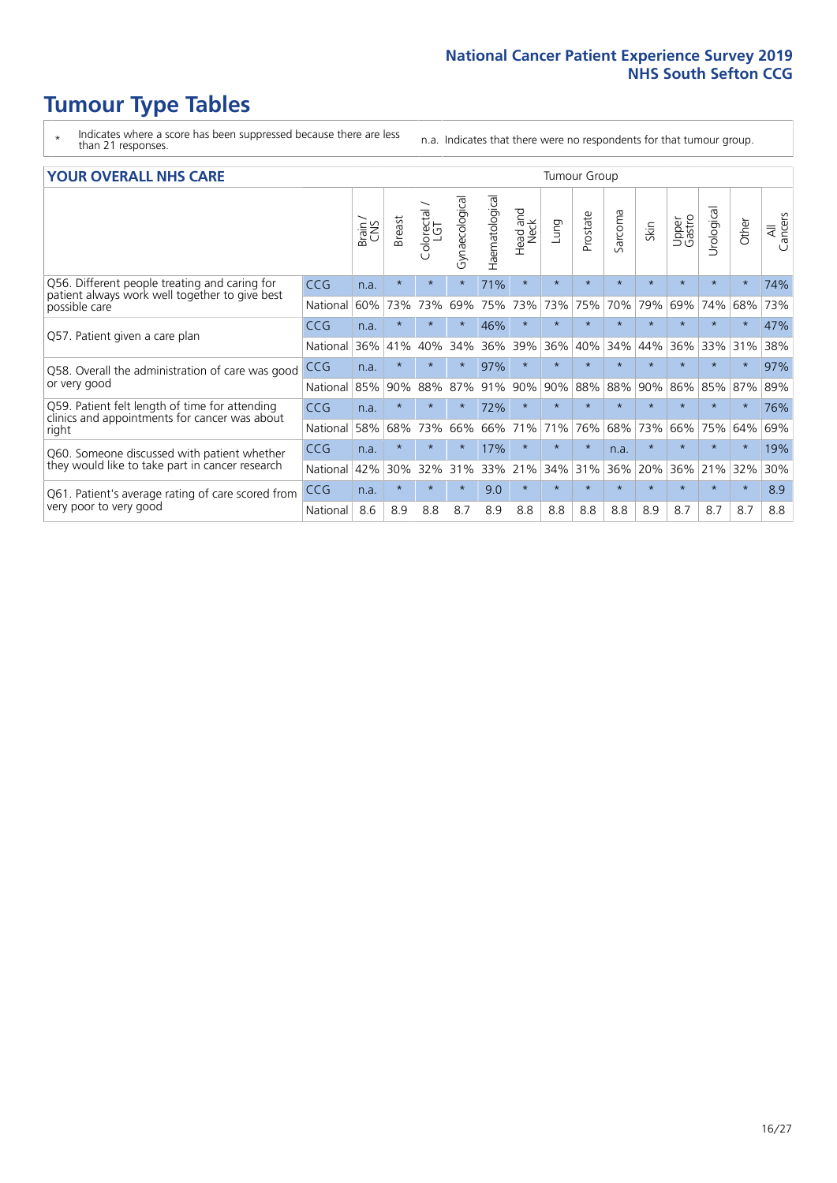# Tumour Type Tables

\* Indicates where a score has been suppressed because there are less than 21 responses.

n.a. Indicates that there were no respondents for that tumour group.

## YOUR OVERALL NHS CARE

| | | Brain / CNS | Breast | Colorectal / LGT | Gynaecological | Haematological | Head and Neck | Lung | Prostate | Sarcoma | Skin | Upper Gastro | Urological | Other | All Cancers |
|---|---|---|---|---|---|---|---|---|---|---|---|---|---|---|---|
| Q56. Different people treating and caring for patient always work well together to give best possible care | CCG | n.a. | * | * | * | 71% | * | * | * | * | * | * | * | * | 74% |
| | National | 60% | 73% | 73% | 69% | 75% | 73% | 73% | 75% | 70% | 79% | 69% | 74% | 68% | 73% |
| Q57. Patient given a care plan | CCG | n.a. | * | * | * | 46% | * | * | * | * | * | * | * | * | 47% |
| | National | 36% | 41% | 40% | 34% | 36% | 39% | 36% | 40% | 34% | 44% | 36% | 33% | 31% | 38% |
| Q58. Overall the administration of care was good or very good | CCG | n.a. | * | * | * | 97% | * | * | * | * | * | * | * | * | 97% |
| | National | 85% | 90% | 88% | 87% | 91% | 90% | 90% | 88% | 88% | 90% | 86% | 85% | 87% | 89% |
| Q59. Patient felt length of time for attending clinics and appointments for cancer was about right | CCG | n.a. | * | * | * | 72% | * | * | * | * | * | * | * | * | 76% |
| | National | 58% | 68% | 73% | 66% | 66% | 71% | 71% | 76% | 68% | 73% | 66% | 75% | 64% | 69% |
| Q60. Someone discussed with patient whether they would like to take part in cancer research | CCG | n.a. | * | * | * | 17% | * | * | * | n.a. | * | * | * | * | 19% |
| | National | 42% | 30% | 32% | 31% | 33% | 21% | 34% | 31% | 36% | 20% | 36% | 21% | 32% | 30% |
| Q61. Patient's average rating of care scored from very poor to very good | CCG | n.a. | * | * | * | 9.0 | * | * | * | * | * | * | * | * | 8.9 |
| | National | 8.6 | 8.9 | 8.8 | 8.7 | 8.9 | 8.8 | 8.8 | 8.8 | 8.8 | 8.9 | 8.7 | 8.7 | 8.7 | 8.8 |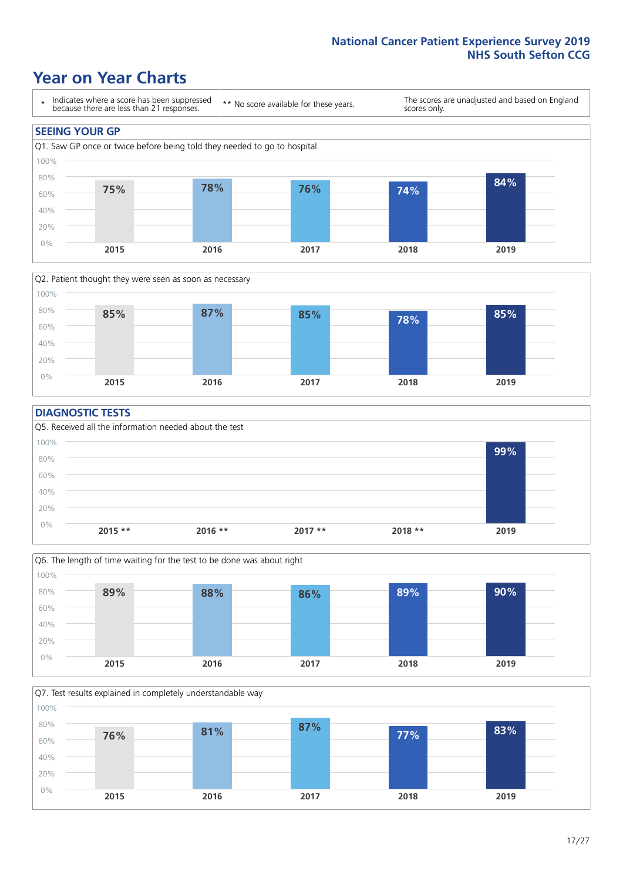# Year on Year Charts

\* Indicates where a score has been suppressed because there are less than 21 responses.

** No score available for these years.

The scores are unadjusted and based on England scores only.

## SEEING YOUR GP

Q1. Saw GP once or twice before being told they needed to go to hospital

| 2015 | 2016 | 2017 | 2018 | 2019 |
|---|---|---|---|---|
| 75% | 78% | 76% | 74% | 84% |

Q2. Patient thought they were seen as soon as necessary

| 2015 | 2016 | 2017 | 2018 | 2019 |
|---|---|---|---|---|
| 85% | 87% | 85% | 78% | 85% |

## DIAGNOSTIC TESTS

Q5. Received all the information needed about the test

| 2015 ** | 2016 ** | 2017 ** | 2018 ** | 2019 |
|---|---|---|---|---|
| | | | | 99% |

Q6. The length of time waiting for the test to be done was about right

| 2015 | 2016 | 2017 | 2018 | 2019 |
|---|---|---|---|---|
| 89% | 88% | 86% | 89% | 90% |

Q7. Test results explained in completely understandable way

| 2015 | 2016 | 2017 | 2018 | 2019 |
|---|---|---|---|---|
| 76% | 81% | 87% | 77% | 83% |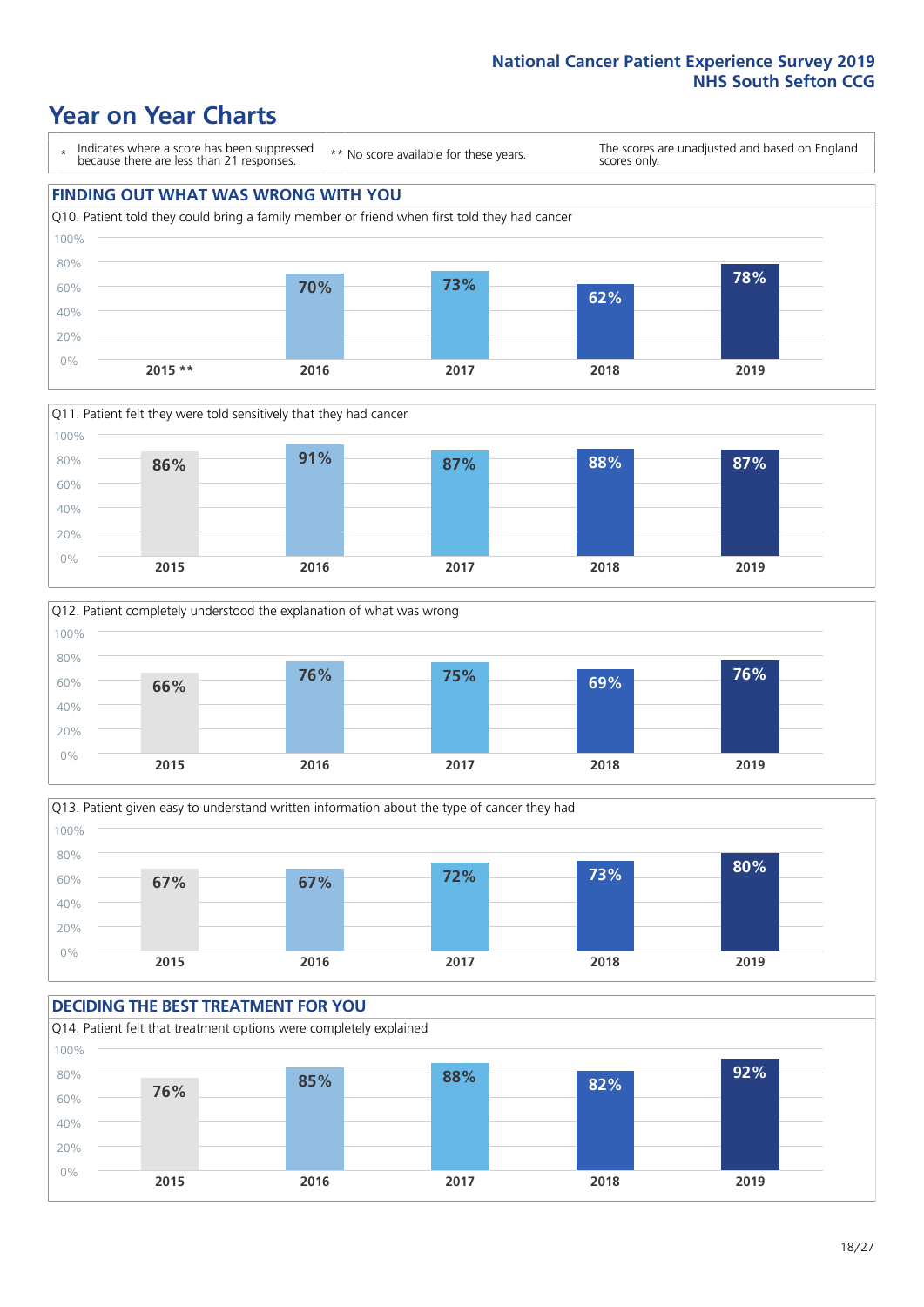# Year on Year Charts

\* Indicates where a score has been suppressed because there are less than 21 responses.

\*\* No score available for these years.

The scores are unadjusted and based on England scores only.

## FINDING OUT WHAT WAS WRONG WITH YOU

Q10. Patient told they could bring a family member or friend when first told they had cancer

| 2015 ** | 2016 | 2017 | 2018 | 2019 |
|---|---|---|---|---|
| | 70% | 73% | 62% | 78% |

Q11. Patient felt they were told sensitively that they had cancer

| 2015 | 2016 | 2017 | 2018 | 2019 |
|---|---|---|---|---|
| 86% | 91% | 87% | 88% | 87% |

Q12. Patient completely understood the explanation of what was wrong

| 2015 | 2016 | 2017 | 2018 | 2019 |
|---|---|---|---|---|
| 66% | 76% | 75% | 69% | 76% |

Q13. Patient given easy to understand written information about the type of cancer they had

| 2015 | 2016 | 2017 | 2018 | 2019 |
|---|---|---|---|---|
| 67% | 67% | 72% | 73% | 80% |

## DECIDING THE BEST TREATMENT FOR YOU

Q14. Patient felt that treatment options were completely explained

| 2015 | 2016 | 2017 | 2018 | 2019 |
|---|---|---|---|---|
| 76% | 85% | 88% | 82% | 92% |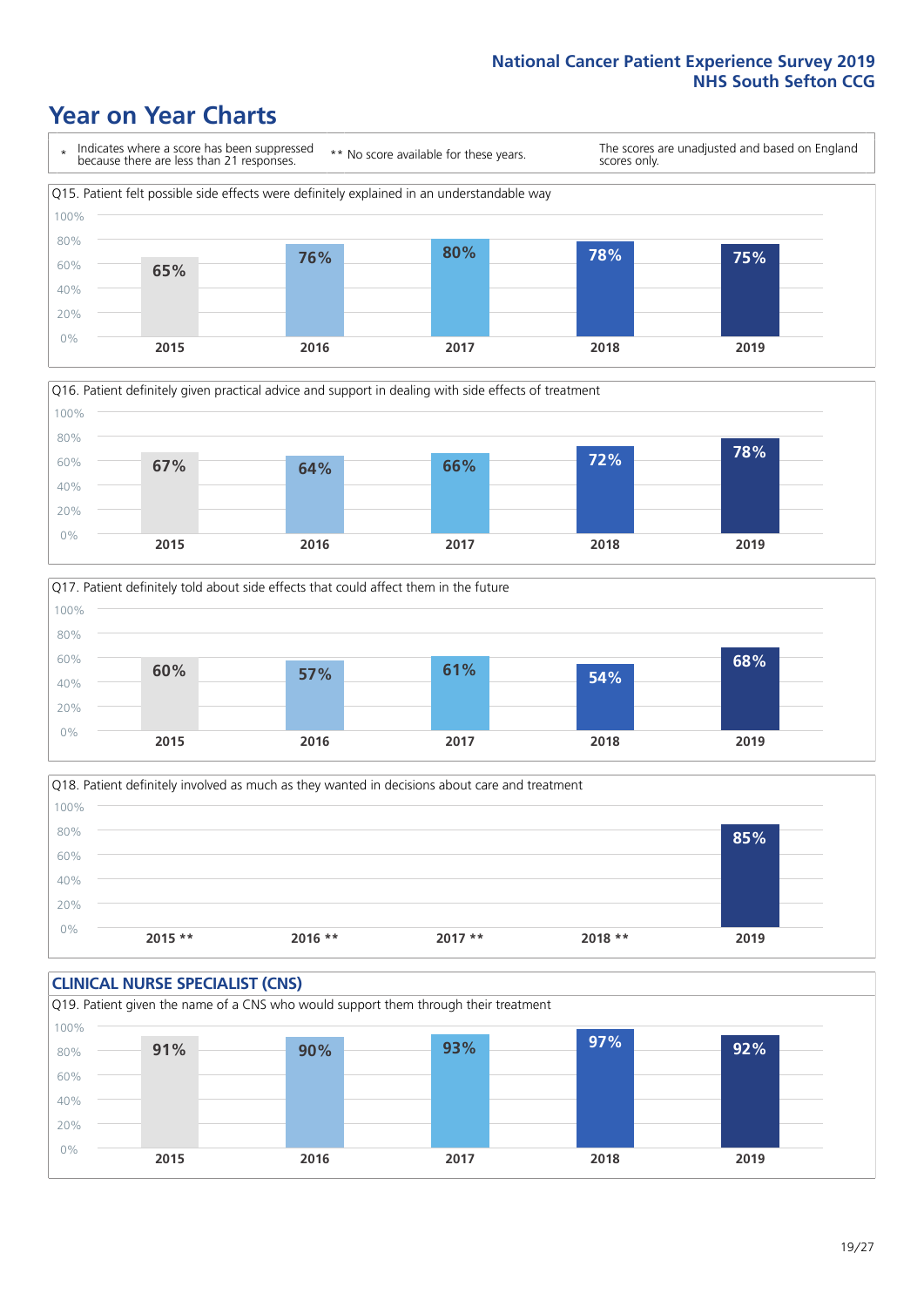# Year on Year Charts

\* Indicates where a score has been suppressed because there are less than 21 responses.

** No score available for these years.

The scores are unadjusted and based on England scores only.

Q15. Patient felt possible side effects were definitely explained in an understandable way

| 2015 | 2016 | 2017 | 2018 | 2019 |
|---|---|---|---|---|
| 65% | 76% | 80% | 78% | 75% |

Q16. Patient definitely given practical advice and support in dealing with side effects of treatment

| 2015 | 2016 | 2017 | 2018 | 2019 |
|---|---|---|---|---|
| 67% | 64% | 66% | 72% | 78% |

Q17. Patient definitely told about side effects that could affect them in the future

| 2015 | 2016 | 2017 | 2018 | 2019 |
|---|---|---|---|---|
| 60% | 57% | 61% | 54% | 68% |

Q18. Patient definitely involved as much as they wanted in decisions about care and treatment

| 2015 ** | 2016 ** | 2017 ** | 2018 ** | 2019 |
|---|---|---|---|---|
| | | | | 85% |

## CLINICAL NURSE SPECIALIST (CNS)

Q19. Patient given the name of a CNS who would support them through their treatment

| 2015 | 2016 | 2017 | 2018 | 2019 |
|---|---|---|---|---|
| 91% | 90% | 93% | 97% | 92% |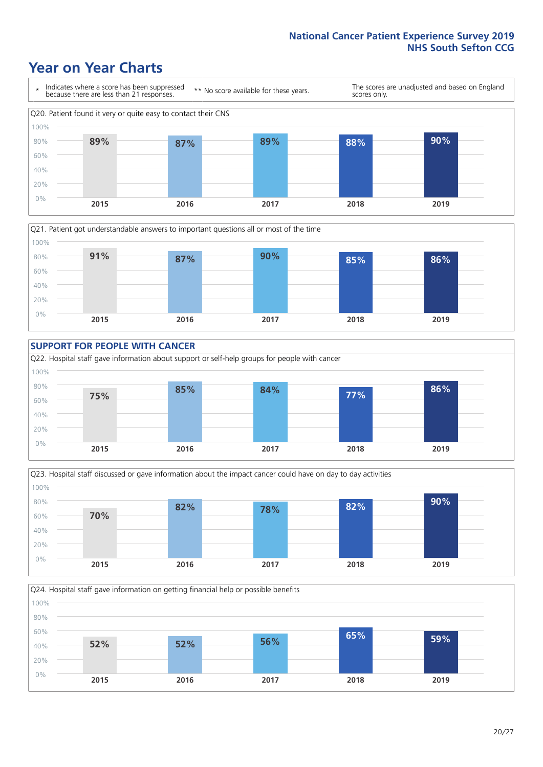# Year on Year Charts

| * Indicates where a score has been suppressed because there are less than 21 responses. | ** No score available for these years. | The scores are unadjusted and based on England scores only. |
|---|---|---|

Q20. Patient found it very or quite easy to contact their CNS

| 2015 | 2016 | 2017 | 2018 | 2019 |
|---|---|---|---|---|
| 89% | 87% | 89% | 88% | 90% |

Q21. Patient got understandable answers to important questions all or most of the time

| 2015 | 2016 | 2017 | 2018 | 2019 |
|---|---|---|---|---|
| 91% | 87% | 90% | 85% | 86% |

## SUPPORT FOR PEOPLE WITH CANCER

Q22. Hospital staff gave information about support or self-help groups for people with cancer

| 2015 | 2016 | 2017 | 2018 | 2019 |
|---|---|---|---|---|
| 75% | 85% | 84% | 77% | 86% |

Q23. Hospital staff discussed or gave information about the impact cancer could have on day to day activities

| 2015 | 2016 | 2017 | 2018 | 2019 |
|---|---|---|---|---|
| 70% | 82% | 78% | 82% | 90% |

Q24. Hospital staff gave information on getting financial help or possible benefits

| 2015 | 2016 | 2017 | 2018 | 2019 |
|---|---|---|---|---|
| 52% | 52% | 56% | 65% | 59% |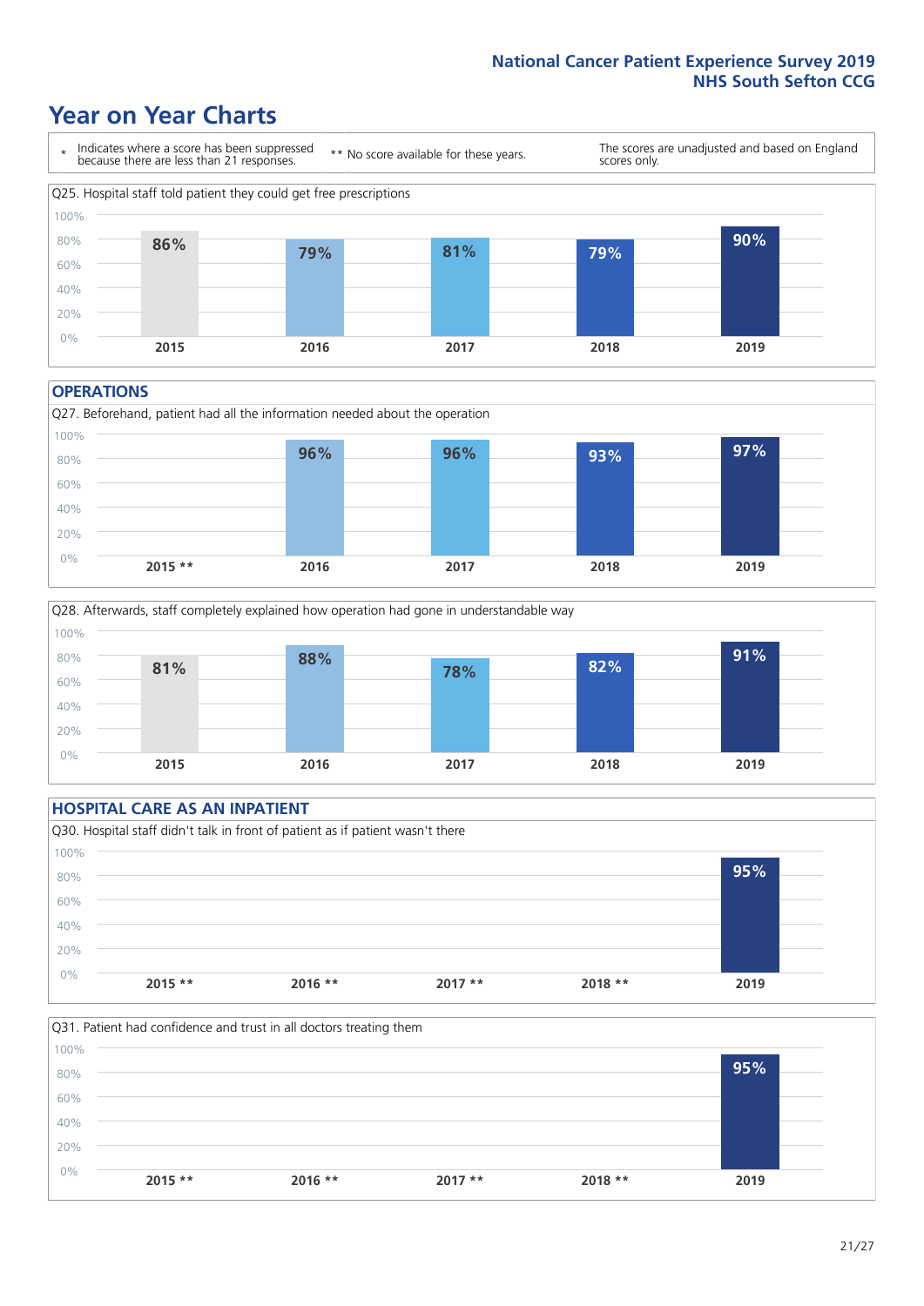# Year on Year Charts

| * Indicates where a score has been suppressed because there are less than 21 responses. | ** No score available for these years. | The scores are unadjusted and based on England scores only. |
|---|---|---|

Q25. Hospital staff told patient they could get free prescriptions

| 2015 | 2016 | 2017 | 2018 | 2019 |
|---|---|---|---|---|
| 86% | 79% | 81% | 79% | 90% |

## OPERATIONS

Q27. Beforehand, patient had all the information needed about the operation

| 2015 ** | 2016 | 2017 | 2018 | 2019 |
|---|---|---|---|---|
| | 96% | 96% | 93% | 97% |

Q28. Afterwards, staff completely explained how operation had gone in understandable way

| 2015 | 2016 | 2017 | 2018 | 2019 |
|---|---|---|---|---|
| 81% | 88% | 78% | 82% | 91% |

## HOSPITAL CARE AS AN INPATIENT

Q30. Hospital staff didn't talk in front of patient as if patient wasn't there

| 2015 ** | 2016 ** | 2017 ** | 2018 ** | 2019 |
|---|---|---|---|---|
| | | | | 95% |

Q31. Patient had confidence and trust in all doctors treating them

| 2015 ** | 2016 ** | 2017 ** | 2018 ** | 2019 |
|---|---|---|---|---|
| | | | | 95% |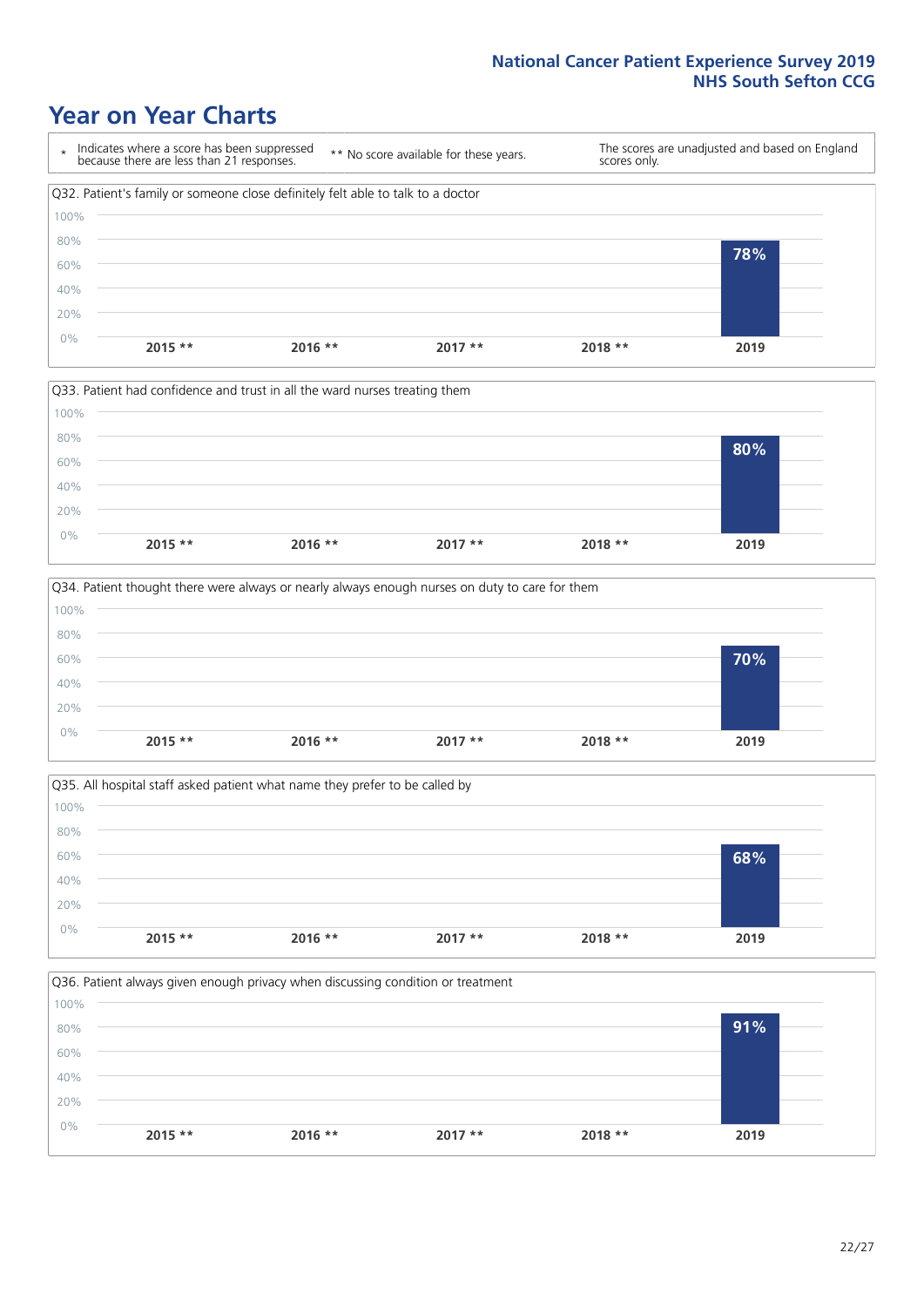# Year on Year Charts

| * Indicates where a score has been suppressed because there are less than 21 responses. | ** No score available for these years. | The scores are unadjusted and based on England scores only. |
|---|---|---|

Q32. Patient's family or someone close definitely felt able to talk to a doctor

| 2015 ** | 2016 ** | 2017 ** | 2018 ** | 2019 |
|---|---|---|---|---|
| | | | | 78% |

Q33. Patient had confidence and trust in all the ward nurses treating them

| 2015 ** | 2016 ** | 2017 ** | 2018 ** | 2019 |
|---|---|---|---|---|
| | | | | 80% |

Q34. Patient thought there were always or nearly always enough nurses on duty to care for them

| 2015 ** | 2016 ** | 2017 ** | 2018 ** | 2019 |
|---|---|---|---|---|
| | | | | 70% |

Q35. All hospital staff asked patient what name they prefer to be called by

| 2015 ** | 2016 ** | 2017 ** | 2018 ** | 2019 |
|---|---|---|---|---|
| | | | | 68% |

Q36. Patient always given enough privacy when discussing condition or treatment

| 2015 ** | 2016 ** | 2017 ** | 2018 ** | 2019 |
|---|---|---|---|---|
| | | | | 91% |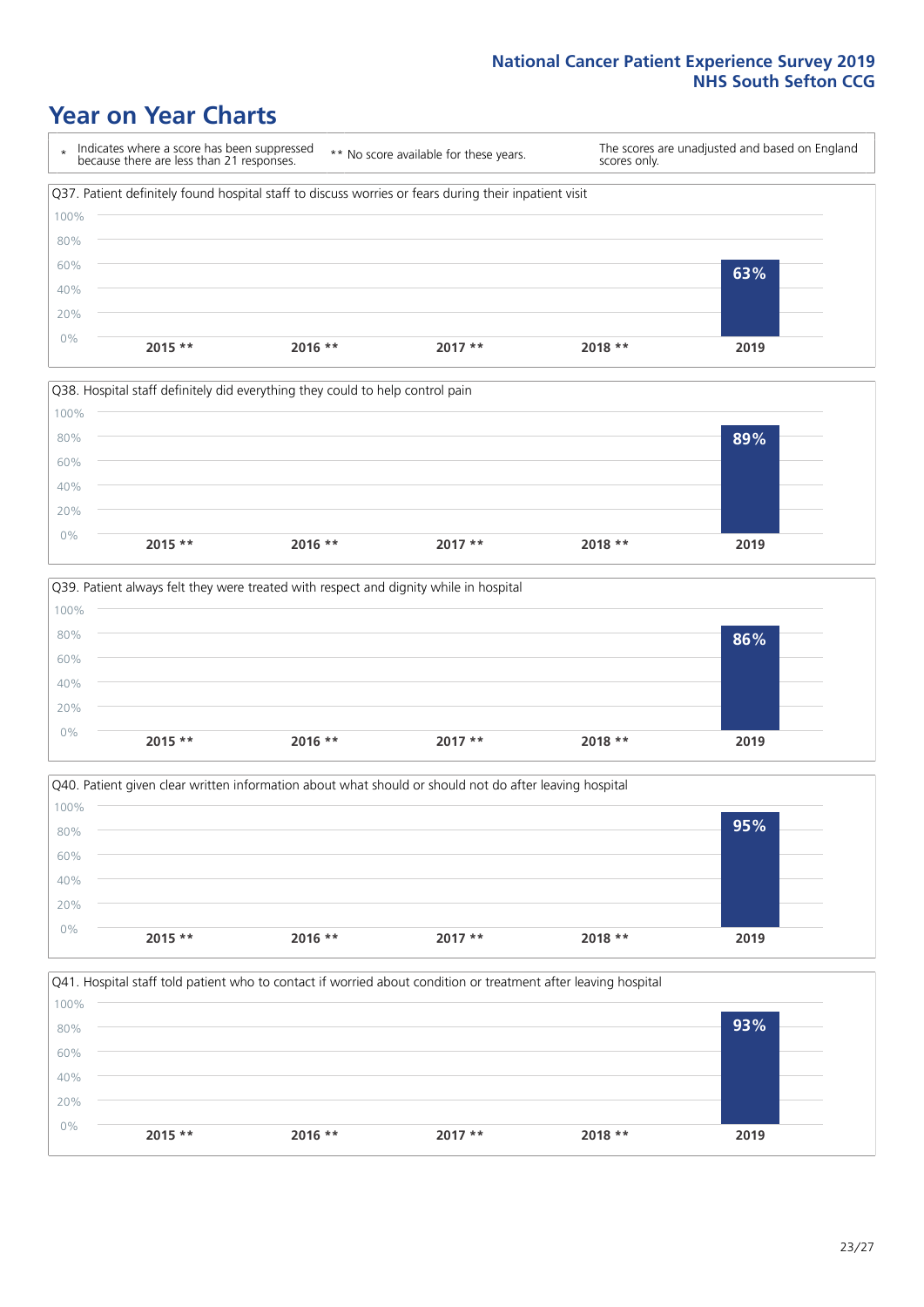# Year on Year Charts

| * Indicates where a score has been suppressed because there are less than 21 responses. | ** No score available for these years. | The scores are unadjusted and based on England scores only. |
|---|---|---|

Q37. Patient definitely found hospital staff to discuss worries or fears during their inpatient visit

| 2015 ** | 2016 ** | 2017 ** | 2018 ** | 2019 |
|---|---|---|---|---|
| | | | | 63% |

Q38. Hospital staff definitely did everything they could to help control pain

| 2015 ** | 2016 ** | 2017 ** | 2018 ** | 2019 |
|---|---|---|---|---|
| | | | | 89% |

Q39. Patient always felt they were treated with respect and dignity while in hospital

| 2015 ** | 2016 ** | 2017 ** | 2018 ** | 2019 |
|---|---|---|---|---|
| | | | | 86% |

Q40. Patient given clear written information about what should or should not do after leaving hospital

| 2015 ** | 2016 ** | 2017 ** | 2018 ** | 2019 |
|---|---|---|---|---|
| | | | | 95% |

Q41. Hospital staff told patient who to contact if worried about condition or treatment after leaving hospital

| 2015 ** | 2016 ** | 2017 ** | 2018 ** | 2019 |
|---|---|---|---|---|
| | | | | 93% |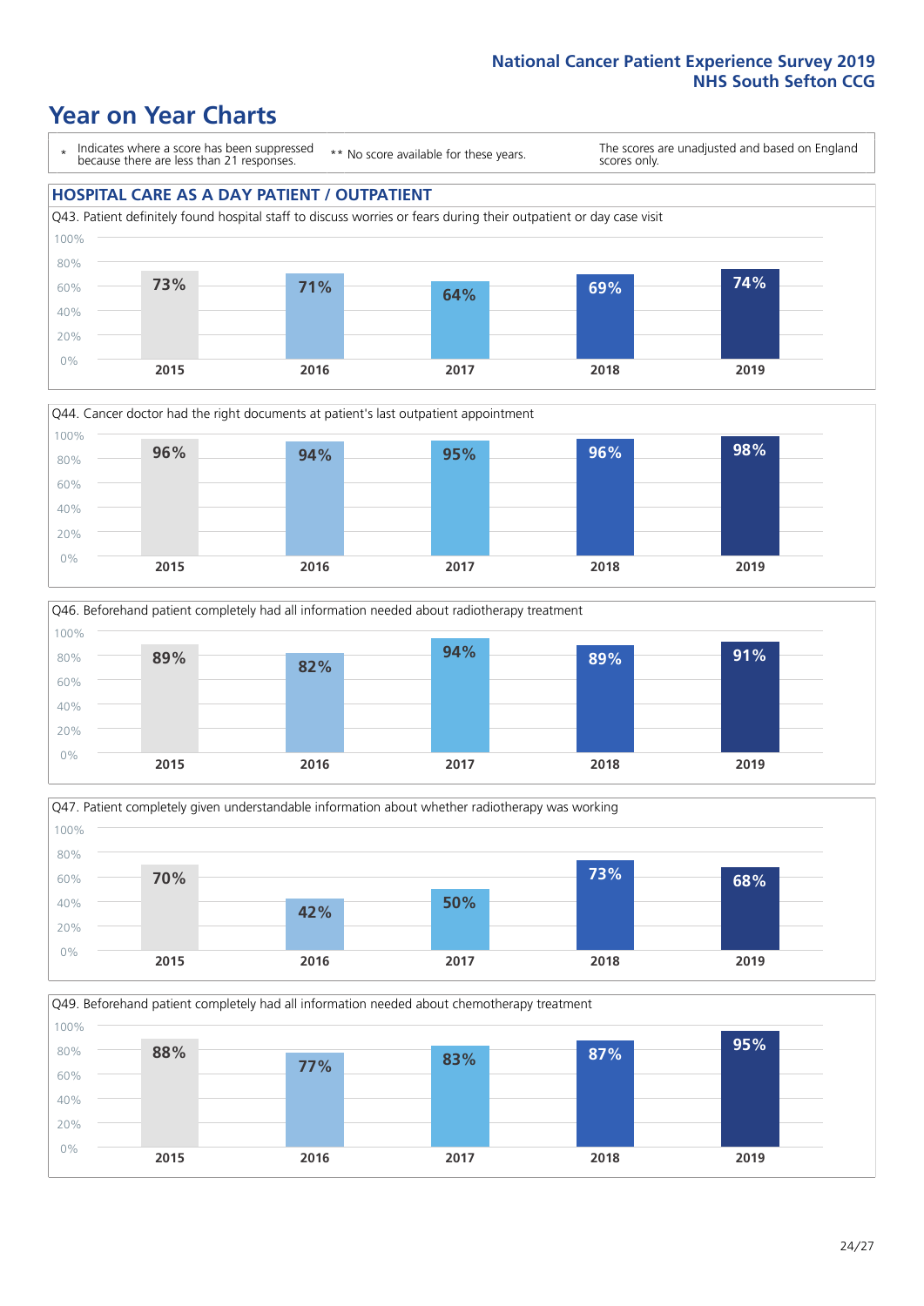# Year on Year Charts

\* Indicates where a score has been suppressed because there are less than 21 responses.

** No score available for these years.

The scores are unadjusted and based on England scores only.

## HOSPITAL CARE AS A DAY PATIENT / OUTPATIENT

Q43. Patient definitely found hospital staff to discuss worries or fears during their outpatient or day case visit

| 2015 | 2016 | 2017 | 2018 | 2019 |
|---|---|---|---|---|
| 73% | 71% | 64% | 69% | 74% |

Q44. Cancer doctor had the right documents at patient's last outpatient appointment

| 2015 | 2016 | 2017 | 2018 | 2019 |
|---|---|---|---|---|
| 96% | 94% | 95% | 96% | 98% |

Q46. Beforehand patient completely had all information needed about radiotherapy treatment

| 2015 | 2016 | 2017 | 2018 | 2019 |
|---|---|---|---|---|
| 89% | 82% | 94% | 89% | 91% |

Q47. Patient completely given understandable information about whether radiotherapy was working

| 2015 | 2016 | 2017 | 2018 | 2019 |
|---|---|---|---|---|
| 70% | 42% | 50% | 73% | 68% |

Q49. Beforehand patient completely had all information needed about chemotherapy treatment

| 2015 | 2016 | 2017 | 2018 | 2019 |
|---|---|---|---|---|
| 88% | 77% | 83% | 87% | 95% |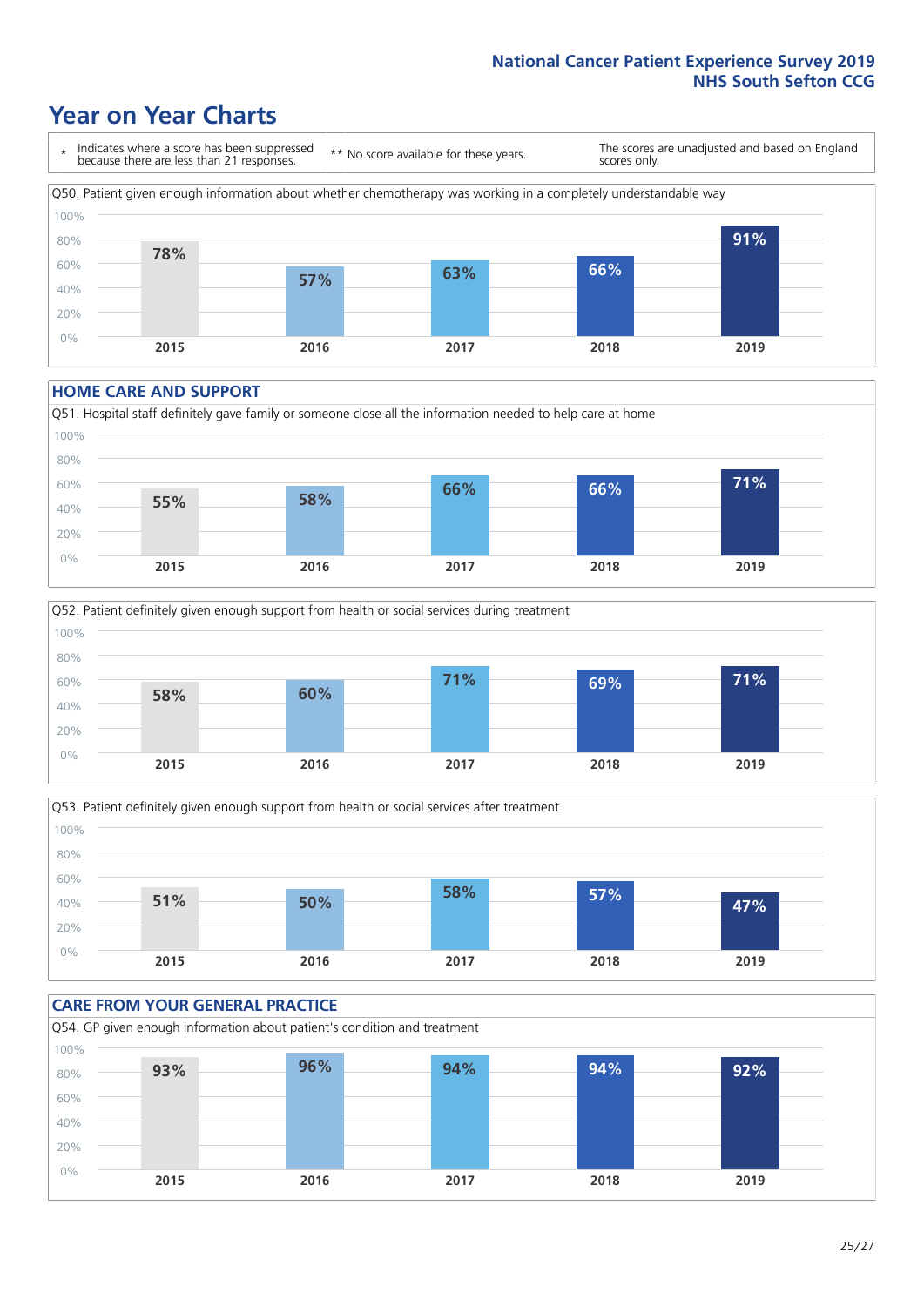# Year on Year Charts

\* Indicates where a score has been suppressed because there are less than 21 responses.

\*\* No score available for these years.

The scores are unadjusted and based on England scores only.

Q50. Patient given enough information about whether chemotherapy was working in a completely understandable way

| 2015 | 2016 | 2017 | 2018 | 2019 |
|---|---|---|---|---|
| 78% | 57% | 63% | 66% | 91% |

## HOME CARE AND SUPPORT

Q51. Hospital staff definitely gave family or someone close all the information needed to help care at home

| 2015 | 2016 | 2017 | 2018 | 2019 |
|---|---|---|---|---|
| 55% | 58% | 66% | 66% | 71% |

Q52. Patient definitely given enough support from health or social services during treatment

| 2015 | 2016 | 2017 | 2018 | 2019 |
|---|---|---|---|---|
| 58% | 60% | 71% | 69% | 71% |

Q53. Patient definitely given enough support from health or social services after treatment

| 2015 | 2016 | 2017 | 2018 | 2019 |
|---|---|---|---|---|
| 51% | 50% | 58% | 57% | 47% |

## CARE FROM YOUR GENERAL PRACTICE

Q54. GP given enough information about patient's condition and treatment

| 2015 | 2016 | 2017 | 2018 | 2019 |
|---|---|---|---|---|
| 93% | 96% | 94% | 94% | 92% |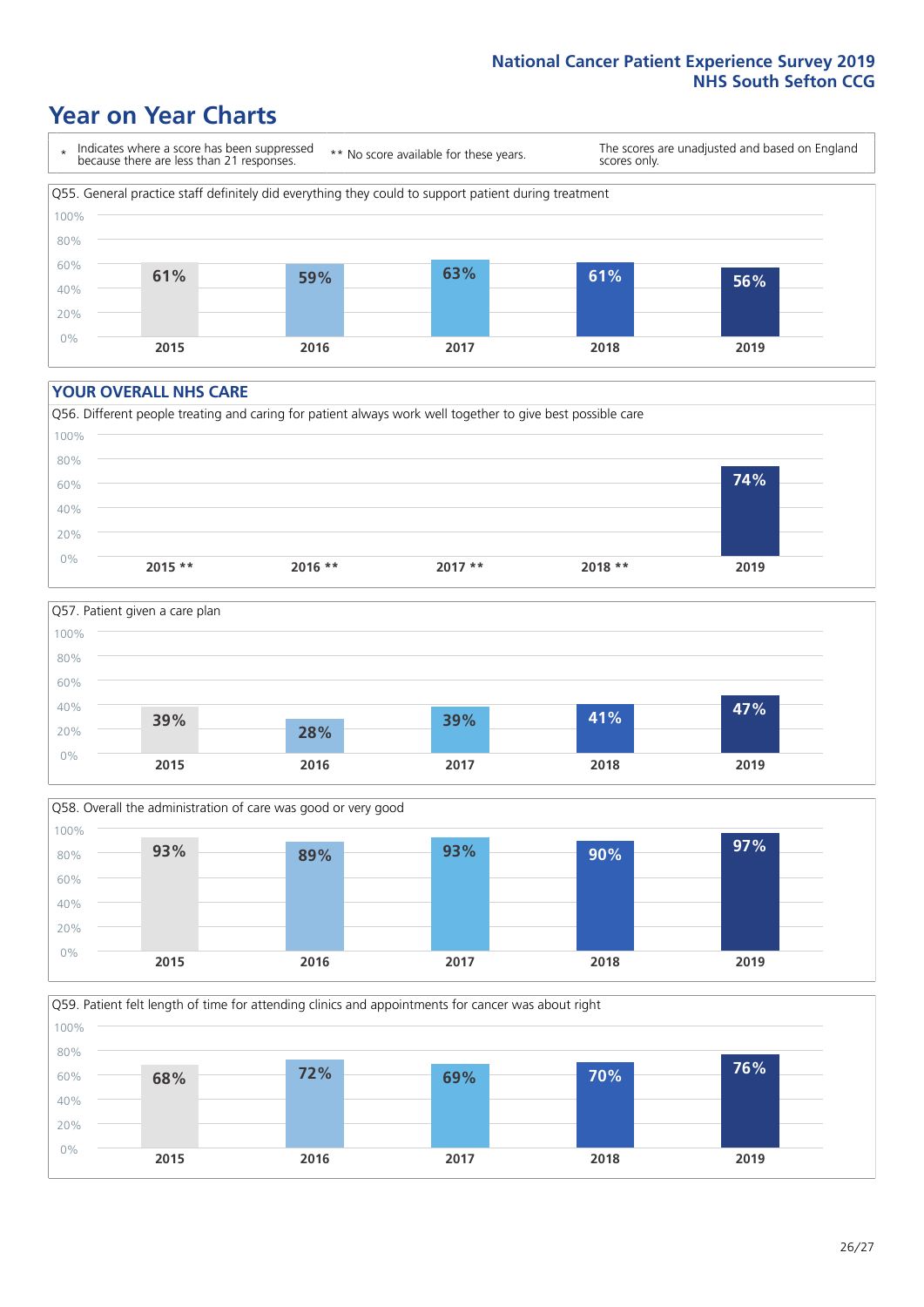# Year on Year Charts

| * Indicates where a score has been suppressed because there are less than 21 responses. | ** No score available for these years. | The scores are unadjusted and based on England scores only. |
|---|---|---|

Q55. General practice staff definitely did everything they could to support patient during treatment

| 2015 | 2016 | 2017 | 2018 | 2019 |
|---|---|---|---|---|
| 61% | 59% | 63% | 61% | 56% |

## YOUR OVERALL NHS CARE

Q56. Different people treating and caring for patient always work well together to give best possible care

| 2015 ** | 2016 ** | 2017 ** | 2018 ** | 2019 |
|---|---|---|---|---|
| | | | | 74% |

Q57. Patient given a care plan

| 2015 | 2016 | 2017 | 2018 | 2019 |
|---|---|---|---|---|
| 39% | 28% | 39% | 41% | 47% |

Q58. Overall the administration of care was good or very good

| 2015 | 2016 | 2017 | 2018 | 2019 |
|---|---|---|---|---|
| 93% | 89% | 93% | 90% | 97% |

Q59. Patient felt length of time for attending clinics and appointments for cancer was about right

| 2015 | 2016 | 2017 | 2018 | 2019 |
|---|---|---|---|---|
| 68% | 72% | 69% | 70% | 76% |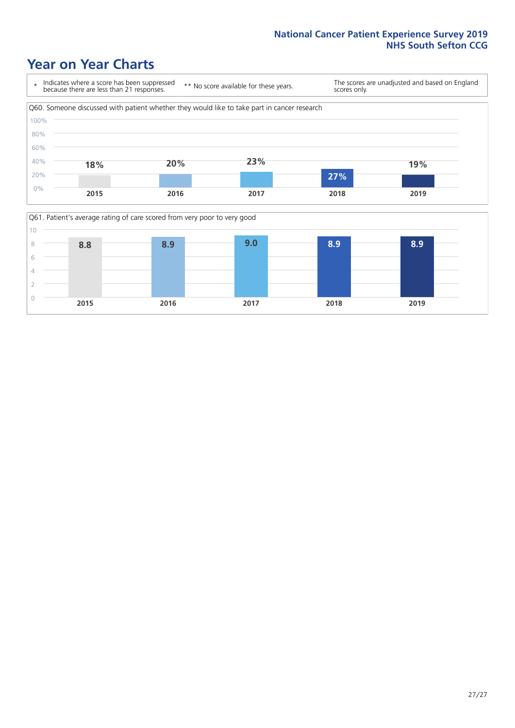# Year on Year Charts

\* Indicates where a score has been suppressed because there are less than 21 responses.

\*\* No score available for these years.

The scores are unadjusted and based on England scores only.

Q60. Someone discussed with patient whether they would like to take part in cancer research

100%
80%
60%
40%
20%
0%

18% 2015
20% 2016
23% 2017
27% 2018
19% 2019

Q61. Patient's average rating of care scored from very poor to very good

10
8
6
4
2
0

8.8 2015
8.9 2016
9.0 2017
8.9 2018
8.9 2019